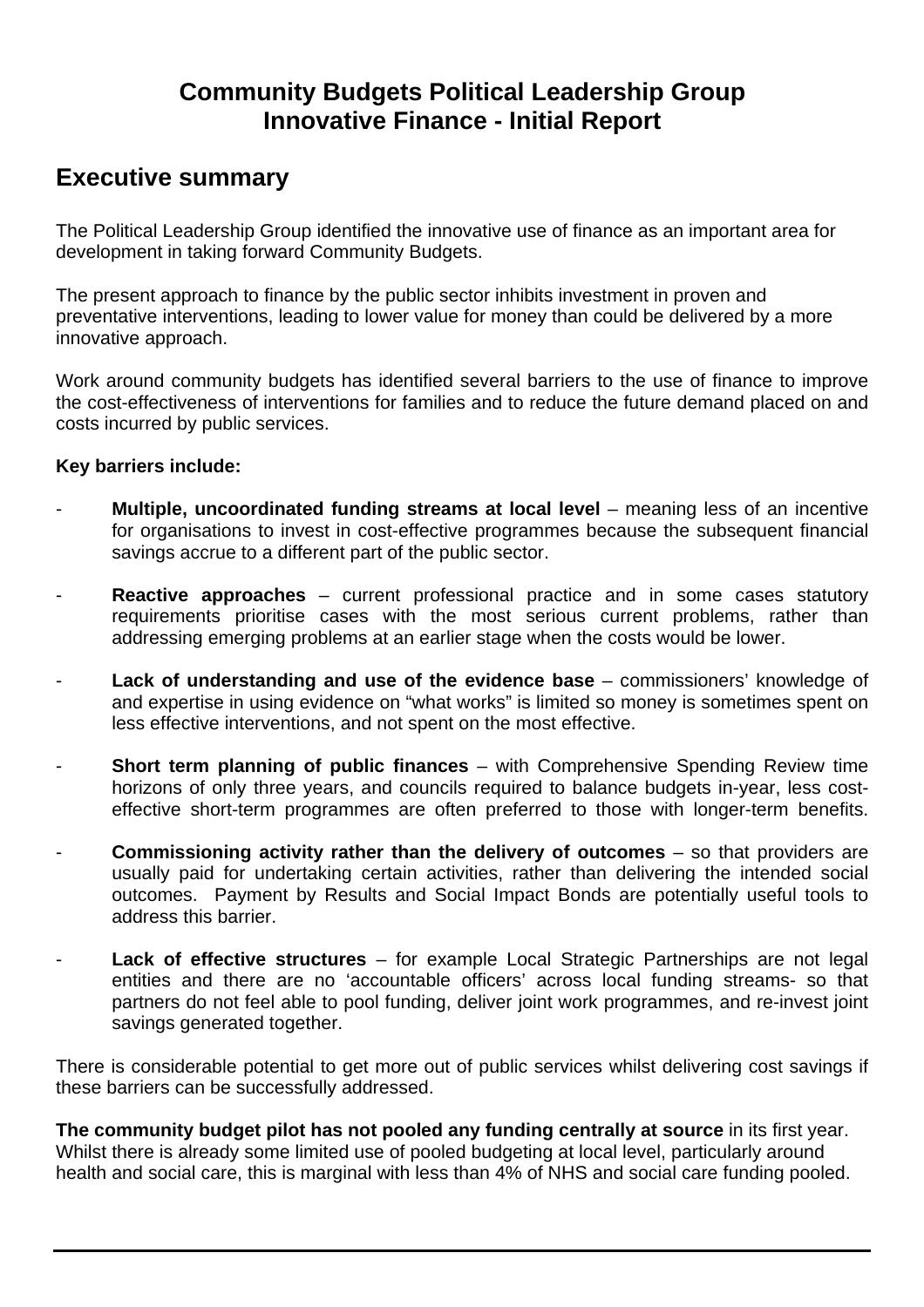# Community Budgets Political Leadership Group
# Innovative Finance - Initial Report

## Executive summary

The Political Leadership Group identified the innovative use of finance as an important area for development in taking forward Community Budgets.

The present approach to finance by the public sector inhibits investment in proven and preventative interventions, leading to lower value for money than could be delivered by a more innovative approach.

Work around community budgets has identified several barriers to the use of finance to improve the cost-effectiveness of interventions for families and to reduce the future demand placed on and costs incurred by public services.

**Key barriers include:**

- **Multiple, uncoordinated funding streams at local level** – meaning less of an incentive for organisations to invest in cost-effective programmes because the subsequent financial savings accrue to a different part of the public sector.
- **Reactive approaches** – current professional practice and in some cases statutory requirements prioritise cases with the most serious current problems, rather than addressing emerging problems at an earlier stage when the costs would be lower.
- **Lack of understanding and use of the evidence base** – commissioners' knowledge of and expertise in using evidence on "what works" is limited so money is sometimes spent on less effective interventions, and not spent on the most effective.
- **Short term planning of public finances** – with Comprehensive Spending Review time horizons of only three years, and councils required to balance budgets in-year, less cost-effective short-term programmes are often preferred to those with longer-term benefits.
- **Commissioning activity rather than the delivery of outcomes** – so that providers are usually paid for undertaking certain activities, rather than delivering the intended social outcomes. Payment by Results and Social Impact Bonds are potentially useful tools to address this barrier.
- **Lack of effective structures** – for example Local Strategic Partnerships are not legal entities and there are no 'accountable officers' across local funding streams- so that partners do not feel able to pool funding, deliver joint work programmes, and re-invest joint savings generated together.

There is considerable potential to get more out of public services whilst delivering cost savings if these barriers can be successfully addressed.

**The community budget pilot has not pooled any funding centrally at source** in its first year. Whilst there is already some limited use of pooled budgeting at local level, particularly around health and social care, this is marginal with less than 4% of NHS and social care funding pooled.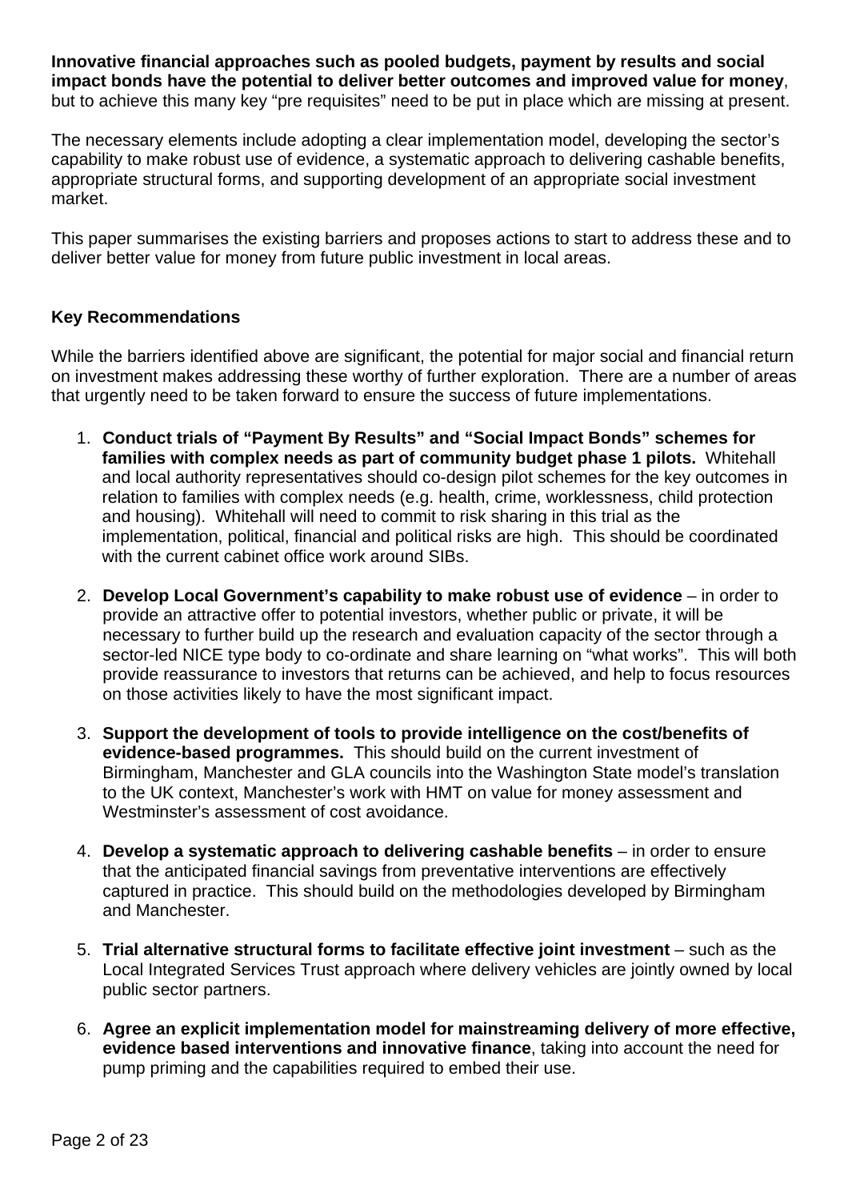**Innovative financial approaches such as pooled budgets, payment by results and social impact bonds have the potential to deliver better outcomes and improved value for money**, but to achieve this many key "pre requisites" need to be put in place which are missing at present.

The necessary elements include adopting a clear implementation model, developing the sector's capability to make robust use of evidence, a systematic approach to delivering cashable benefits, appropriate structural forms, and supporting development of an appropriate social investment market.

This paper summarises the existing barriers and proposes actions to start to address these and to deliver better value for money from future public investment in local areas.

**Key Recommendations**

While the barriers identified above are significant, the potential for major social and financial return on investment makes addressing these worthy of further exploration. There are a number of areas that urgently need to be taken forward to ensure the success of future implementations.

1. **Conduct trials of "Payment By Results" and "Social Impact Bonds" schemes for families with complex needs as part of community budget phase 1 pilots.** Whitehall and local authority representatives should co-design pilot schemes for the key outcomes in relation to families with complex needs (e.g. health, crime, worklessness, child protection and housing). Whitehall will need to commit to risk sharing in this trial as the implementation, political, financial and political risks are high. This should be coordinated with the current cabinet office work around SIBs.

2. **Develop Local Government's capability to make robust use of evidence** – in order to provide an attractive offer to potential investors, whether public or private, it will be necessary to further build up the research and evaluation capacity of the sector through a sector-led NICE type body to co-ordinate and share learning on "what works". This will both provide reassurance to investors that returns can be achieved, and help to focus resources on those activities likely to have the most significant impact.

3. **Support the development of tools to provide intelligence on the cost/benefits of evidence-based programmes.** This should build on the current investment of Birmingham, Manchester and GLA councils into the Washington State model's translation to the UK context, Manchester's work with HMT on value for money assessment and Westminster's assessment of cost avoidance.

4. **Develop a systematic approach to delivering cashable benefits** – in order to ensure that the anticipated financial savings from preventative interventions are effectively captured in practice. This should build on the methodologies developed by Birmingham and Manchester.

5. **Trial alternative structural forms to facilitate effective joint investment** – such as the Local Integrated Services Trust approach where delivery vehicles are jointly owned by local public sector partners.

6. **Agree an explicit implementation model for mainstreaming delivery of more effective, evidence based interventions and innovative finance**, taking into account the need for pump priming and the capabilities required to embed their use.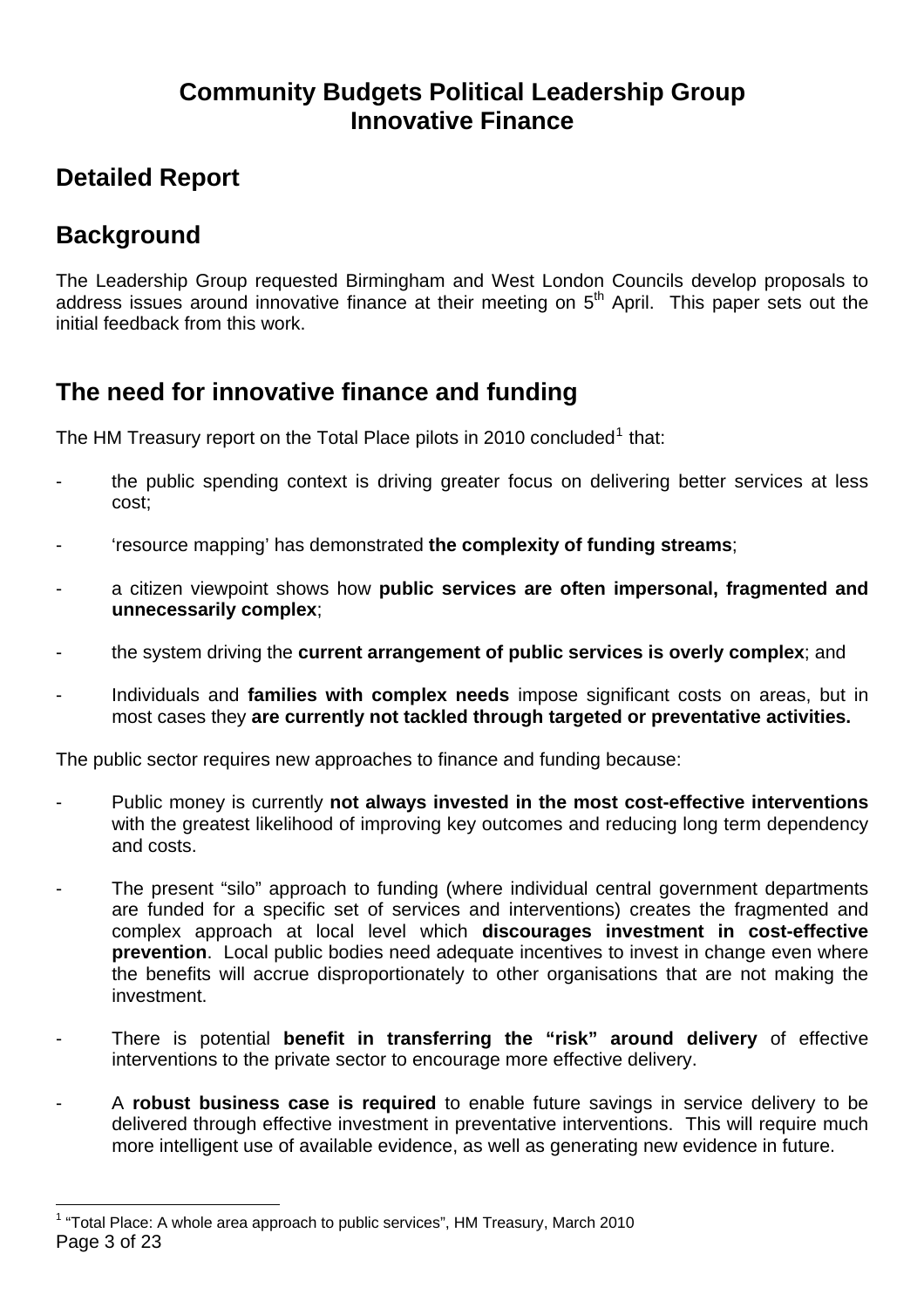# Community Budgets Political Leadership Group
# Innovative Finance

## Detailed Report

## Background

The Leadership Group requested Birmingham and West London Councils develop proposals to address issues around innovative finance at their meeting on 5th April. This paper sets out the initial feedback from this work.

## The need for innovative finance and funding

The HM Treasury report on the Total Place pilots in 2010 concluded[1] that:

- the public spending context is driving greater focus on delivering better services at less cost;
- 'resource mapping' has demonstrated **the complexity of funding streams**;
- a citizen viewpoint shows how **public services are often impersonal, fragmented and unnecessarily complex**;
- the system driving the **current arrangement of public services is overly complex**; and
- Individuals and **families with complex needs** impose significant costs on areas, but in most cases they **are currently not tackled through targeted or preventative activities.**

The public sector requires new approaches to finance and funding because:

- Public money is currently **not always invested in the most cost-effective interventions** with the greatest likelihood of improving key outcomes and reducing long term dependency and costs.
- The present "silo" approach to funding (where individual central government departments are funded for a specific set of services and interventions) creates the fragmented and complex approach at local level which **discourages investment in cost-effective prevention**. Local public bodies need adequate incentives to invest in change even where the benefits will accrue disproportionately to other organisations that are not making the investment.
- There is potential **benefit in transferring the "risk" around delivery** of effective interventions to the private sector to encourage more effective delivery.
- A **robust business case is required** to enable future savings in service delivery to be delivered through effective investment in preventative interventions. This will require much more intelligent use of available evidence, as well as generating new evidence in future.

[1] "Total Place: A whole area approach to public services", HM Treasury, March 2010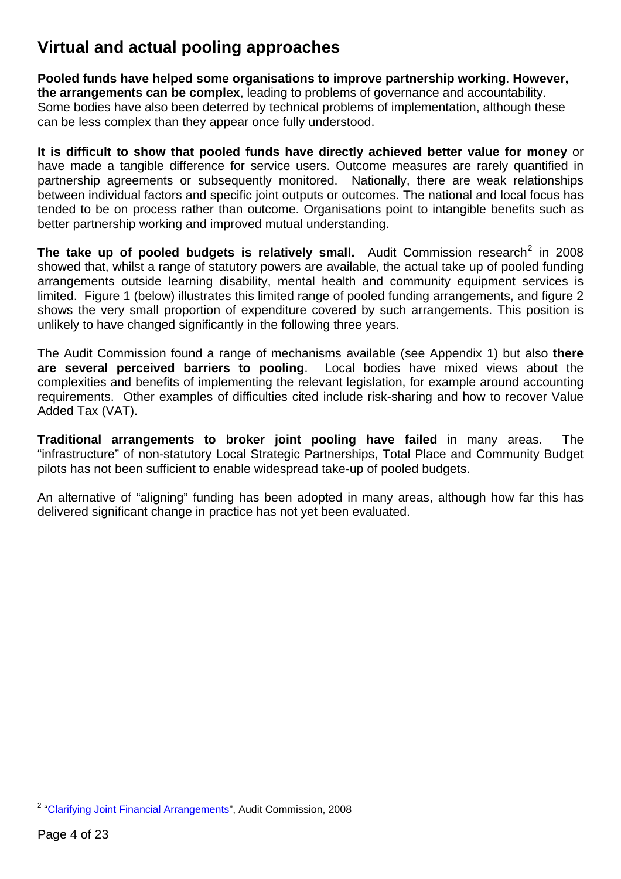## Virtual and actual pooling approaches

**Pooled funds have helped some organisations to improve partnership working**. **However, the arrangements can be complex**, leading to problems of governance and accountability. Some bodies have also been deterred by technical problems of implementation, although these can be less complex than they appear once fully understood.

**It is difficult to show that pooled funds have directly achieved better value for money** or have made a tangible difference for service users. Outcome measures are rarely quantified in partnership agreements or subsequently monitored. Nationally, there are weak relationships between individual factors and specific joint outputs or outcomes. The national and local focus has tended to be on process rather than outcome. Organisations point to intangible benefits such as better partnership working and improved mutual understanding.

**The take up of pooled budgets is relatively small.** Audit Commission research[2] in 2008 showed that, whilst a range of statutory powers are available, the actual take up of pooled funding arrangements outside learning disability, mental health and community equipment services is limited. Figure 1 (below) illustrates this limited range of pooled funding arrangements, and figure 2 shows the very small proportion of expenditure covered by such arrangements. This position is unlikely to have changed significantly in the following three years.

The Audit Commission found a range of mechanisms available (see Appendix 1) but also **there are several perceived barriers to pooling**. Local bodies have mixed views about the complexities and benefits of implementing the relevant legislation, for example around accounting requirements. Other examples of difficulties cited include risk-sharing and how to recover Value Added Tax (VAT).

**Traditional arrangements to broker joint pooling have failed** in many areas. The "infrastructure" of non-statutory Local Strategic Partnerships, Total Place and Community Budget pilots has not been sufficient to enable widespread take-up of pooled budgets.

An alternative of "aligning" funding has been adopted in many areas, although how far this has delivered significant change in practice has not yet been evaluated.

---

[2] "Clarifying Joint Financial Arrangements", Audit Commission, 2008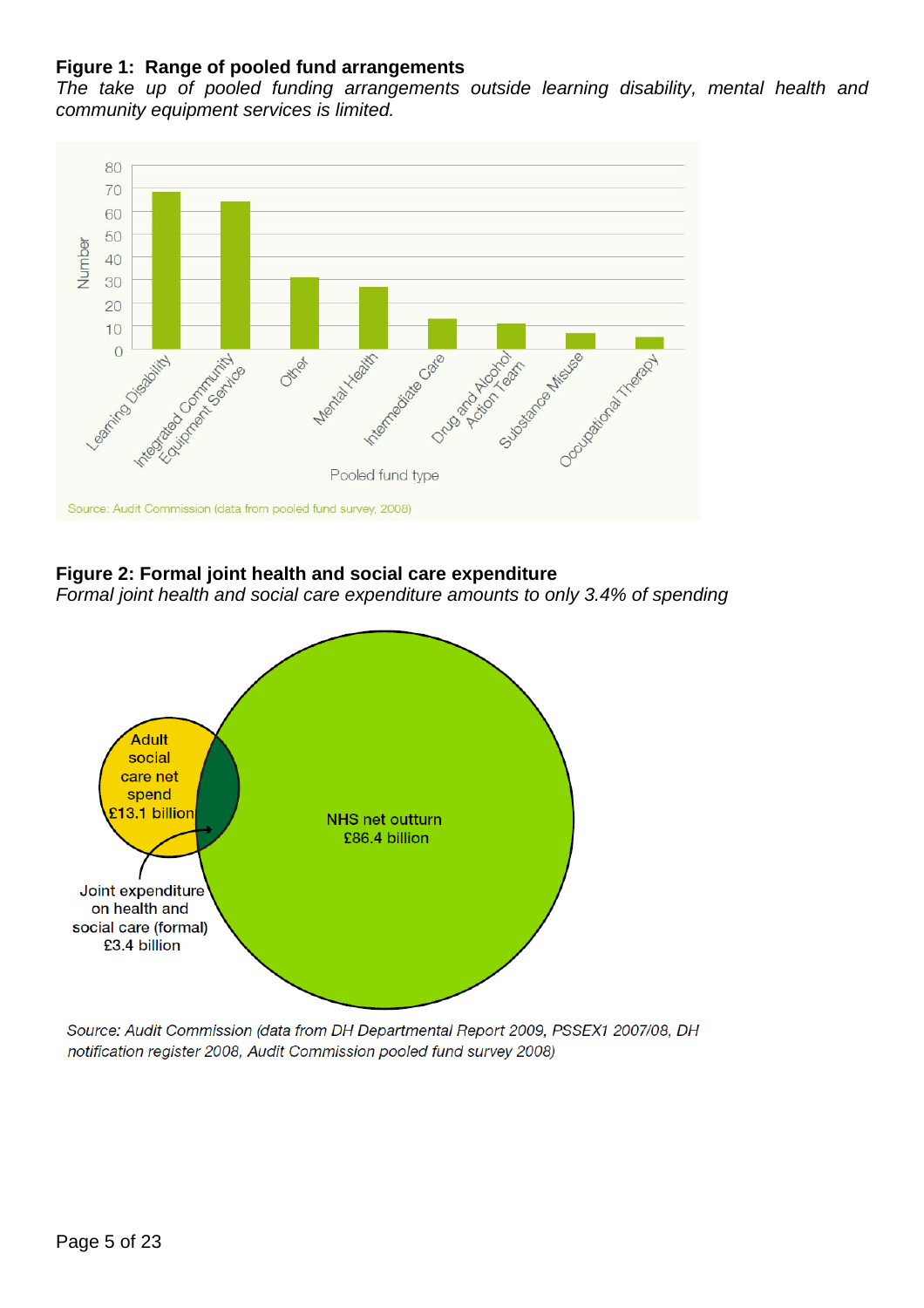**Figure 1: Range of pooled fund arrangements**

*The take up of pooled funding arrangements outside learning disability, mental health and community equipment services is limited.*

Source: Audit Commission (data from pooled fund survey, 2008)

**Figure 2: Formal joint health and social care expenditure**

*Formal joint health and social care expenditure amounts to only 3.4% of spending*

*Source: Audit Commission (data from DH Departmental Report 2009, PSSEX1 2007/08, DH notification register 2008, Audit Commission pooled fund survey 2008)*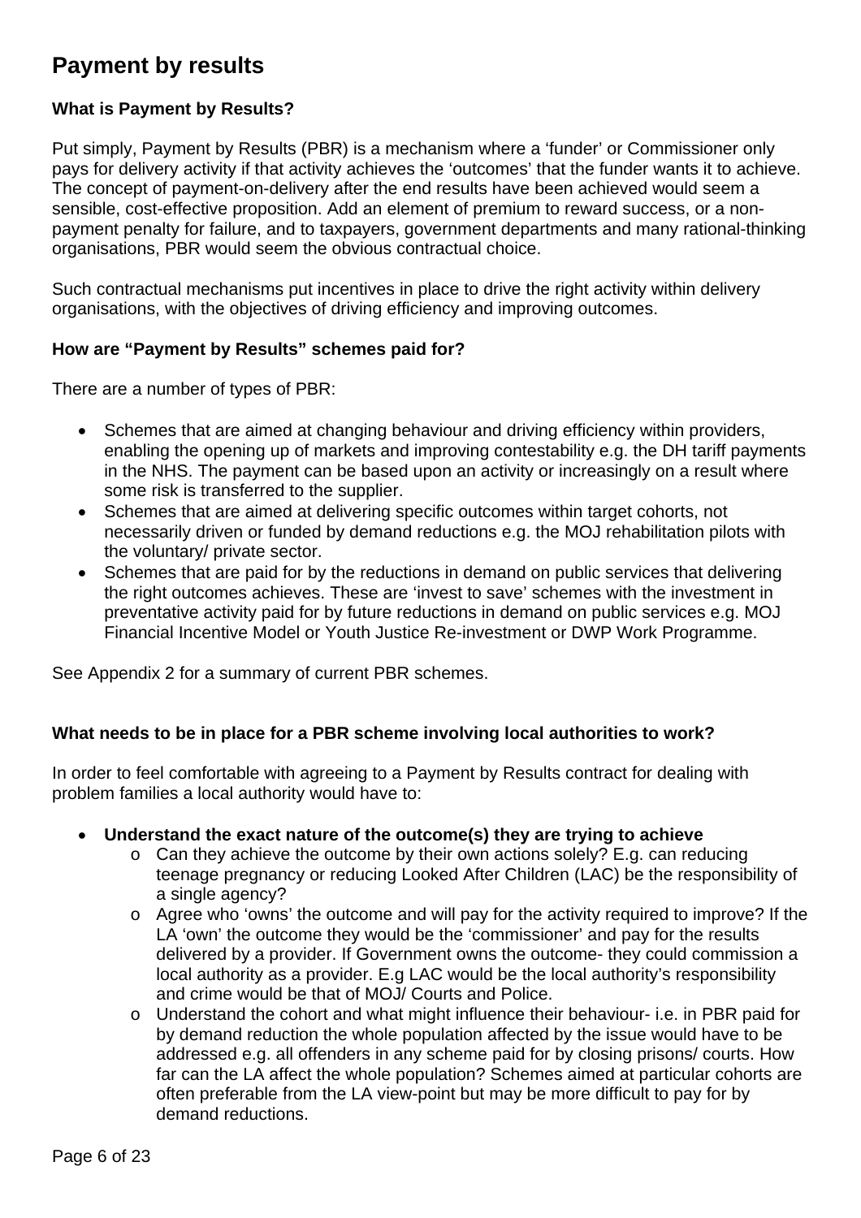# Payment by results

### What is Payment by Results?

Put simply, Payment by Results (PBR) is a mechanism where a 'funder' or Commissioner only pays for delivery activity if that activity achieves the 'outcomes' that the funder wants it to achieve. The concept of payment-on-delivery after the end results have been achieved would seem a sensible, cost-effective proposition. Add an element of premium to reward success, or a non-payment penalty for failure, and to taxpayers, government departments and many rational-thinking organisations, PBR would seem the obvious contractual choice.

Such contractual mechanisms put incentives in place to drive the right activity within delivery organisations, with the objectives of driving efficiency and improving outcomes.

### How are "Payment by Results" schemes paid for?

There are a number of types of PBR:

- Schemes that are aimed at changing behaviour and driving efficiency within providers, enabling the opening up of markets and improving contestability e.g. the DH tariff payments in the NHS. The payment can be based upon an activity or increasingly on a result where some risk is transferred to the supplier.
- Schemes that are aimed at delivering specific outcomes within target cohorts, not necessarily driven or funded by demand reductions e.g. the MOJ rehabilitation pilots with the voluntary/ private sector.
- Schemes that are paid for by the reductions in demand on public services that delivering the right outcomes achieves. These are 'invest to save' schemes with the investment in preventative activity paid for by future reductions in demand on public services e.g. MOJ Financial Incentive Model or Youth Justice Re-investment or DWP Work Programme.

See Appendix 2 for a summary of current PBR schemes.

### What needs to be in place for a PBR scheme involving local authorities to work?

In order to feel comfortable with agreeing to a Payment by Results contract for dealing with problem families a local authority would have to:

- **Understand the exact nature of the outcome(s) they are trying to achieve**
  - Can they achieve the outcome by their own actions solely? E.g. can reducing teenage pregnancy or reducing Looked After Children (LAC) be the responsibility of a single agency?
  - Agree who 'owns' the outcome and will pay for the activity required to improve? If the LA 'own' the outcome they would be the 'commissioner' and pay for the results delivered by a provider. If Government owns the outcome- they could commission a local authority as a provider. E.g LAC would be the local authority's responsibility and crime would be that of MOJ/ Courts and Police.
  - Understand the cohort and what might influence their behaviour- i.e. in PBR paid for by demand reduction the whole population affected by the issue would have to be addressed e.g. all offenders in any scheme paid for by closing prisons/ courts. How far can the LA affect the whole population? Schemes aimed at particular cohorts are often preferable from the LA view-point but may be more difficult to pay for by demand reductions.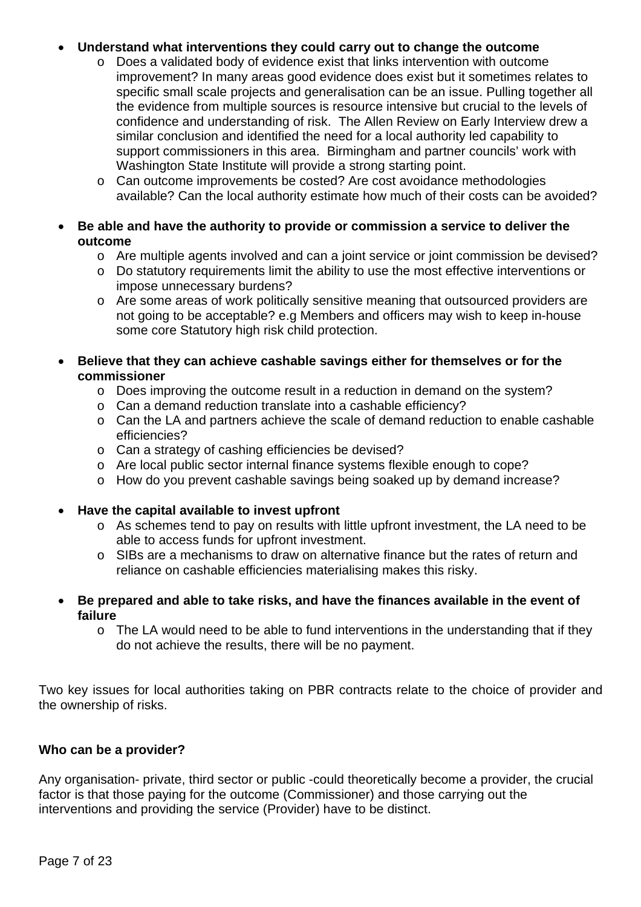- **Understand what interventions they could carry out to change the outcome**
  - Does a validated body of evidence exist that links intervention with outcome improvement? In many areas good evidence does exist but it sometimes relates to specific small scale projects and generalisation can be an issue. Pulling together all the evidence from multiple sources is resource intensive but crucial to the levels of confidence and understanding of risk. The Allen Review on Early Interview drew a similar conclusion and identified the need for a local authority led capability to support commissioners in this area. Birmingham and partner councils' work with Washington State Institute will provide a strong starting point.
  - Can outcome improvements be costed? Are cost avoidance methodologies available? Can the local authority estimate how much of their costs can be avoided?

- **Be able and have the authority to provide or commission a service to deliver the outcome**
  - Are multiple agents involved and can a joint service or joint commission be devised?
  - Do statutory requirements limit the ability to use the most effective interventions or impose unnecessary burdens?
  - Are some areas of work politically sensitive meaning that outsourced providers are not going to be acceptable? e.g Members and officers may wish to keep in-house some core Statutory high risk child protection.

- **Believe that they can achieve cashable savings either for themselves or for the commissioner**
  - Does improving the outcome result in a reduction in demand on the system?
  - Can a demand reduction translate into a cashable efficiency?
  - Can the LA and partners achieve the scale of demand reduction to enable cashable efficiencies?
  - Can a strategy of cashing efficiencies be devised?
  - Are local public sector internal finance systems flexible enough to cope?
  - How do you prevent cashable savings being soaked up by demand increase?

- **Have the capital available to invest upfront**
  - As schemes tend to pay on results with little upfront investment, the LA need to be able to access funds for upfront investment.
  - SIBs are a mechanisms to draw on alternative finance but the rates of return and reliance on cashable efficiencies materialising makes this risky.

- **Be prepared and able to take risks, and have the finances available in the event of failure**
  - The LA would need to be able to fund interventions in the understanding that if they do not achieve the results, there will be no payment.

Two key issues for local authorities taking on PBR contracts relate to the choice of provider and the ownership of risks.

**Who can be a provider?**

Any organisation- private, third sector or public -could theoretically become a provider, the crucial factor is that those paying for the outcome (Commissioner) and those carrying out the interventions and providing the service (Provider) have to be distinct.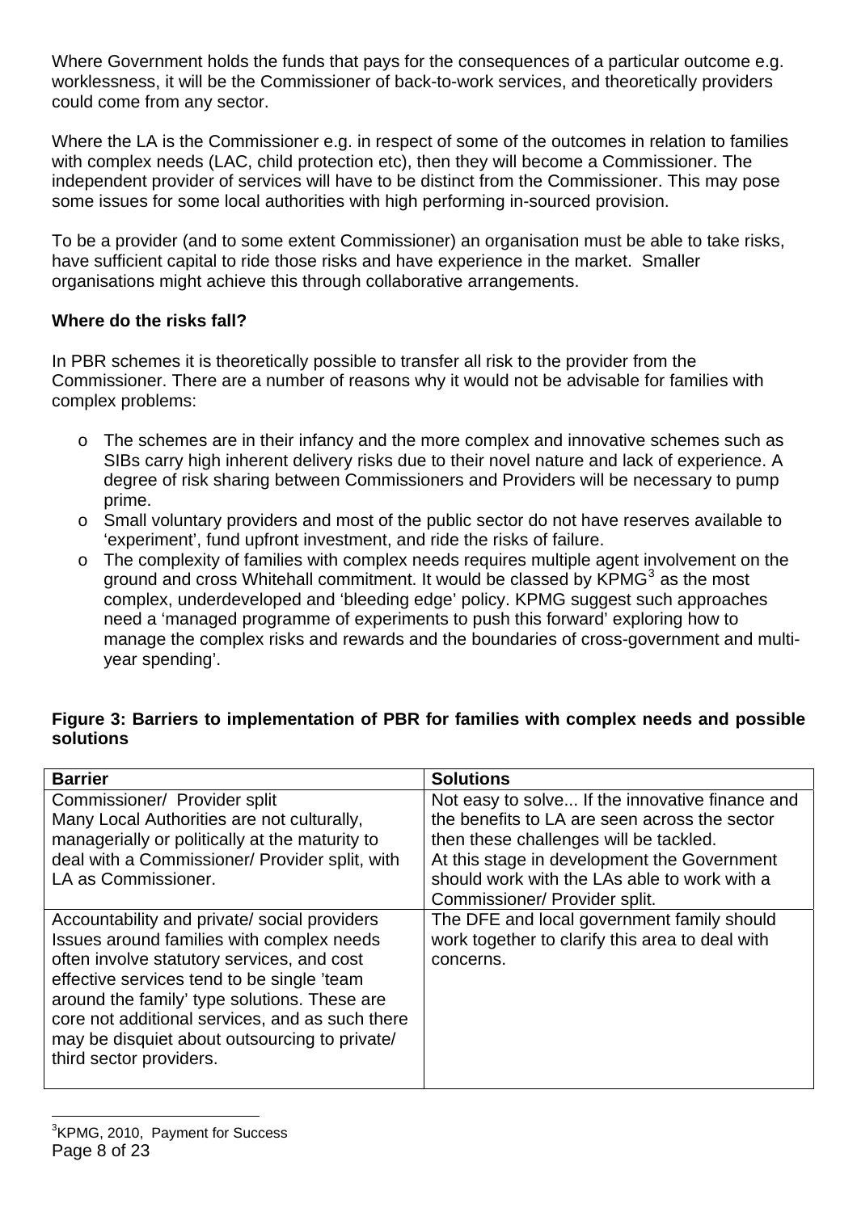Where Government holds the funds that pays for the consequences of a particular outcome e.g. worklessness, it will be the Commissioner of back-to-work services, and theoretically providers could come from any sector.

Where the LA is the Commissioner e.g. in respect of some of the outcomes in relation to families with complex needs (LAC, child protection etc), then they will become a Commissioner. The independent provider of services will have to be distinct from the Commissioner. This may pose some issues for some local authorities with high performing in-sourced provision.

To be a provider (and to some extent Commissioner) an organisation must be able to take risks, have sufficient capital to ride those risks and have experience in the market. Smaller organisations might achieve this through collaborative arrangements.

**Where do the risks fall?**

In PBR schemes it is theoretically possible to transfer all risk to the provider from the Commissioner. There are a number of reasons why it would not be advisable for families with complex problems:

- The schemes are in their infancy and the more complex and innovative schemes such as SIBs carry high inherent delivery risks due to their novel nature and lack of experience. A degree of risk sharing between Commissioners and Providers will be necessary to pump prime.
- Small voluntary providers and most of the public sector do not have reserves available to 'experiment', fund upfront investment, and ride the risks of failure.
- The complexity of families with complex needs requires multiple agent involvement on the ground and cross Whitehall commitment. It would be classed by KPMG[3] as the most complex, underdeveloped and 'bleeding edge' policy. KPMG suggest such approaches need a 'managed programme of experiments to push this forward' exploring how to manage the complex risks and rewards and the boundaries of cross-government and multi-year spending'.

**Figure 3: Barriers to implementation of PBR for families with complex needs and possible solutions**

| Barrier | Solutions |
|---|---|
| Commissioner/ Provider split<br>Many Local Authorities are not culturally, managerially or politically at the maturity to deal with a Commissioner/ Provider split, with LA as Commissioner. | Not easy to solve... If the innovative finance and the benefits to LA are seen across the sector then these challenges will be tackled.<br>At this stage in development the Government should work with the LAs able to work with a Commissioner/ Provider split. |
| Accountability and private/ social providers<br>Issues around families with complex needs often involve statutory services, and cost effective services tend to be single 'team around the family' type solutions. These are core not additional services, and as such there may be disquiet about outsourcing to private/ third sector providers. | The DFE and local government family should work together to clarify this area to deal with concerns. |

[3] KPMG, 2010, Payment for Success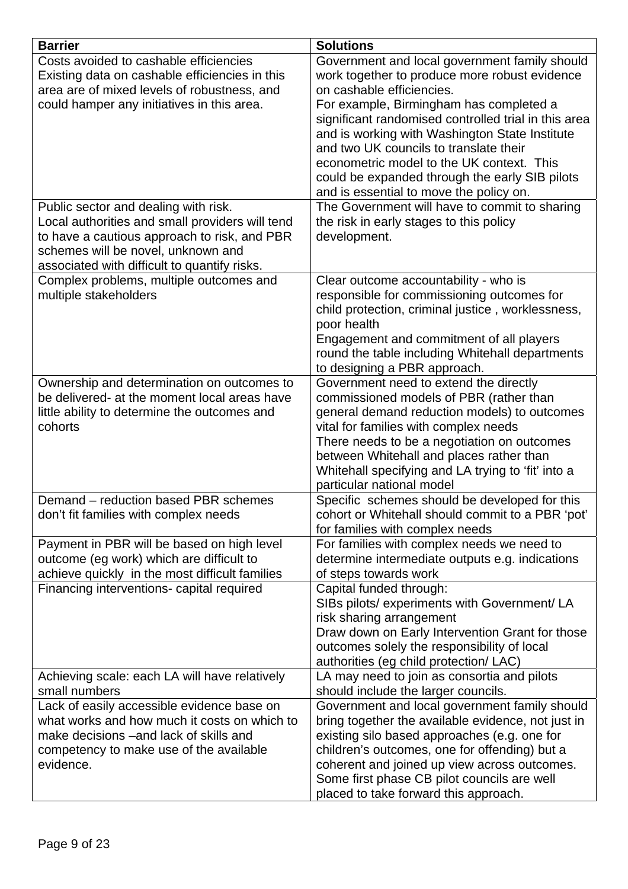| **Barrier** | **Solutions** |
|---|---|
| Costs avoided to cashable efficiencies<br>Existing data on cashable efficiencies in this area are of mixed levels of robustness, and could hamper any initiatives in this area. | Government and local government family should work together to produce more robust evidence on cashable efficiencies.<br>For example, Birmingham has completed a significant randomised controlled trial in this area and is working with Washington State Institute and two UK councils to translate their econometric model to the UK context. This could be expanded through the early SIB pilots and is essential to move the policy on. |
| Public sector and dealing with risk.<br>Local authorities and small providers will tend to have a cautious approach to risk, and PBR schemes will be novel, unknown and associated with difficult to quantify risks. | The Government will have to commit to sharing the risk in early stages to this policy development. |
| Complex problems, multiple outcomes and multiple stakeholders | Clear outcome accountability - who is responsible for commissioning outcomes for child protection, criminal justice , worklessness, poor health<br>Engagement and commitment of all players round the table including Whitehall departments to designing a PBR approach. |
| Ownership and determination on outcomes to be delivered- at the moment local areas have little ability to determine the outcomes and cohorts | Government need to extend the directly commissioned models of PBR (rather than general demand reduction models) to outcomes vital for families with complex needs<br>There needs to be a negotiation on outcomes between Whitehall and places rather than Whitehall specifying and LA trying to 'fit' into a particular national model |
| Demand – reduction based PBR schemes don't fit families with complex needs | Specific schemes should be developed for this cohort or Whitehall should commit to a PBR 'pot' for families with complex needs |
| Payment in PBR will be based on high level outcome (eg work) which are difficult to achieve quickly in the most difficult families | For families with complex needs we need to determine intermediate outputs e.g. indications of steps towards work |
| Financing interventions- capital required | Capital funded through:<br>SIBs pilots/ experiments with Government/ LA risk sharing arrangement<br>Draw down on Early Intervention Grant for those outcomes solely the responsibility of local authorities (eg child protection/ LAC) |
| Achieving scale: each LA will have relatively small numbers | LA may need to join as consortia and pilots should include the larger councils. |
| Lack of easily accessible evidence base on what works and how much it costs on which to make decisions –and lack of skills and competency to make use of the available evidence. | Government and local government family should bring together the available evidence, not just in existing silo based approaches (e.g. one for children's outcomes, one for offending) but a coherent and joined up view across outcomes. Some first phase CB pilot councils are well placed to take forward this approach. |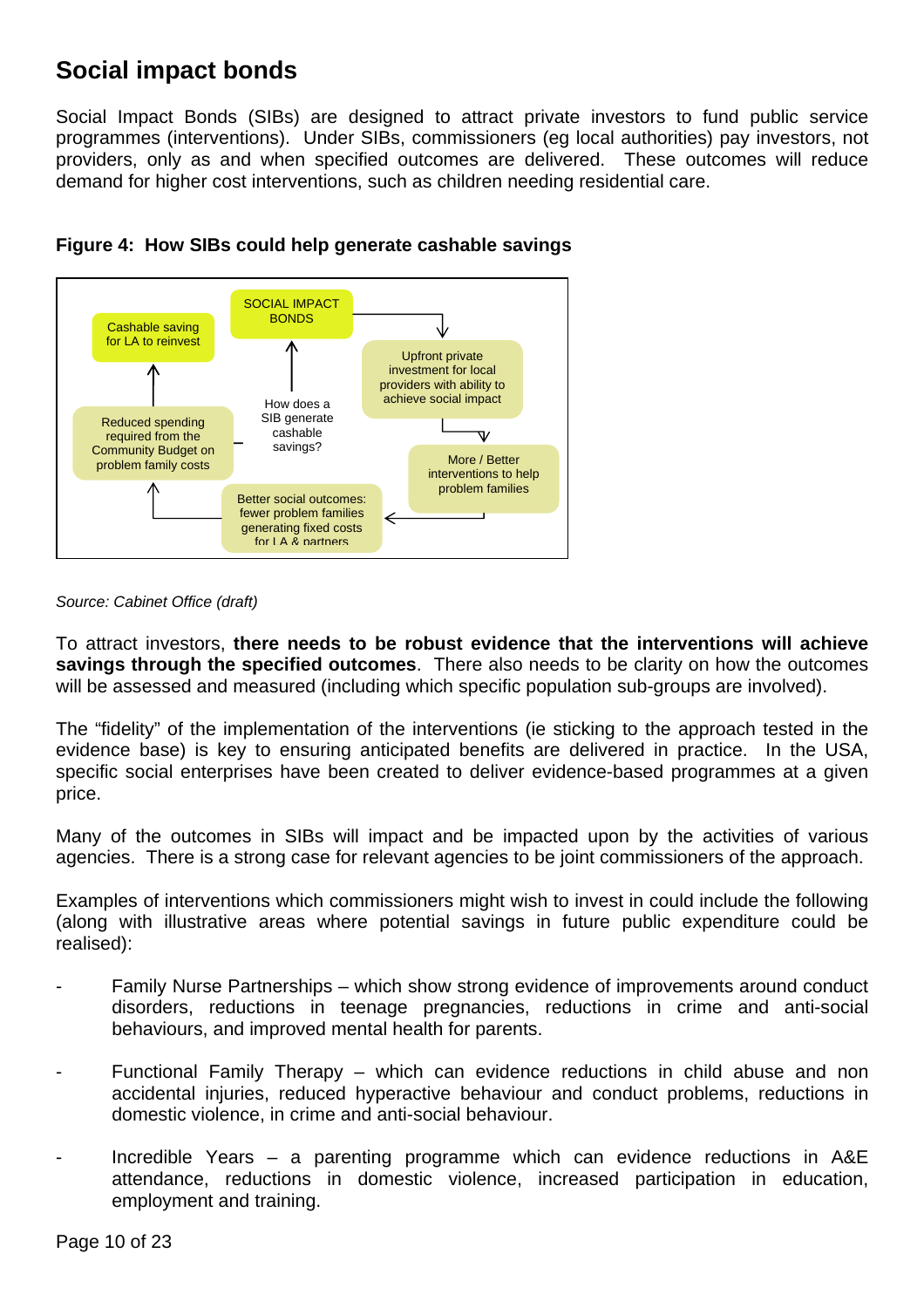## Social impact bonds

Social Impact Bonds (SIBs) are designed to attract private investors to fund public service programmes (interventions). Under SIBs, commissioners (eg local authorities) pay investors, not providers, only as and when specified outcomes are delivered. These outcomes will reduce demand for higher cost interventions, such as children needing residential care.

**Figure 4: How SIBs could help generate cashable savings**

SOCIAL IMPACT BONDS

Upfront private investment for local providers with ability to achieve social impact

More / Better interventions to help problem families

Better social outcomes: fewer problem families generating fixed costs for LA & partners

Reduced spending required from the Community Budget on problem family costs

Cashable saving for LA to reinvest

How does a SIB generate cashable savings?

*Source: Cabinet Office (draft)*

To attract investors, **there needs to be robust evidence that the interventions will achieve savings through the specified outcomes**. There also needs to be clarity on how the outcomes will be assessed and measured (including which specific population sub-groups are involved).

The "fidelity" of the implementation of the interventions (ie sticking to the approach tested in the evidence base) is key to ensuring anticipated benefits are delivered in practice. In the USA, specific social enterprises have been created to deliver evidence-based programmes at a given price.

Many of the outcomes in SIBs will impact and be impacted upon by the activities of various agencies. There is a strong case for relevant agencies to be joint commissioners of the approach.

Examples of interventions which commissioners might wish to invest in could include the following (along with illustrative areas where potential savings in future public expenditure could be realised):

- Family Nurse Partnerships – which show strong evidence of improvements around conduct disorders, reductions in teenage pregnancies, reductions in crime and anti-social behaviours, and improved mental health for parents.
- Functional Family Therapy – which can evidence reductions in child abuse and non accidental injuries, reduced hyperactive behaviour and conduct problems, reductions in domestic violence, in crime and anti-social behaviour.
- Incredible Years – a parenting programme which can evidence reductions in A&E attendance, reductions in domestic violence, increased participation in education, employment and training.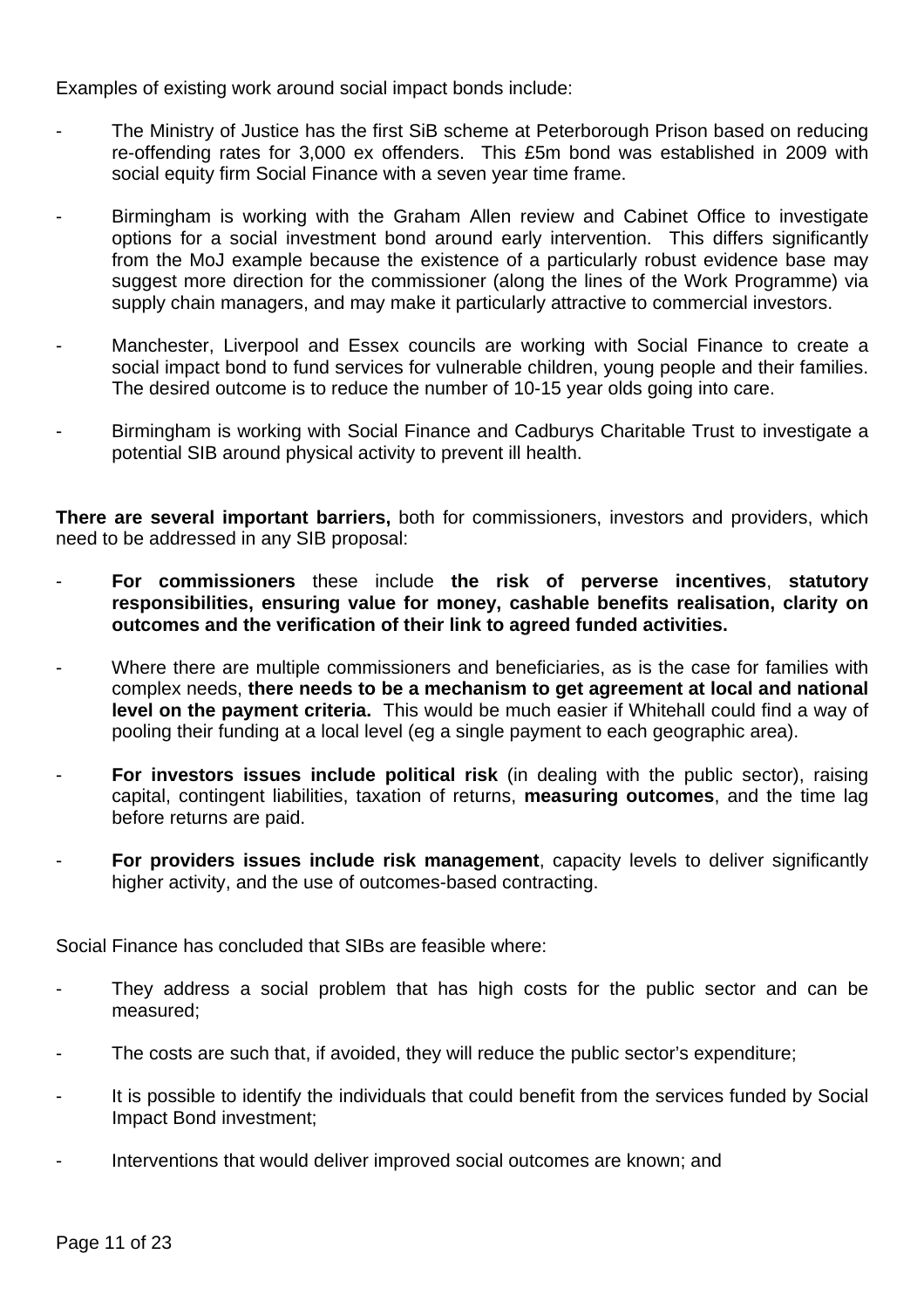Examples of existing work around social impact bonds include:

- The Ministry of Justice has the first SiB scheme at Peterborough Prison based on reducing re-offending rates for 3,000 ex offenders. This £5m bond was established in 2009 with social equity firm Social Finance with a seven year time frame.

- Birmingham is working with the Graham Allen review and Cabinet Office to investigate options for a social investment bond around early intervention. This differs significantly from the MoJ example because the existence of a particularly robust evidence base may suggest more direction for the commissioner (along the lines of the Work Programme) via supply chain managers, and may make it particularly attractive to commercial investors.

- Manchester, Liverpool and Essex councils are working with Social Finance to create a social impact bond to fund services for vulnerable children, young people and their families. The desired outcome is to reduce the number of 10-15 year olds going into care.

- Birmingham is working with Social Finance and Cadburys Charitable Trust to investigate a potential SIB around physical activity to prevent ill health.

**There are several important barriers,** both for commissioners, investors and providers, which need to be addressed in any SIB proposal:

- **For commissioners** these include **the risk of perverse incentives**, **statutory responsibilities, ensuring value for money, cashable benefits realisation, clarity on outcomes and the verification of their link to agreed funded activities.**

- Where there are multiple commissioners and beneficiaries, as is the case for families with complex needs, **there needs to be a mechanism to get agreement at local and national level on the payment criteria.** This would be much easier if Whitehall could find a way of pooling their funding at a local level (eg a single payment to each geographic area).

- **For investors issues include political risk** (in dealing with the public sector), raising capital, contingent liabilities, taxation of returns, **measuring outcomes**, and the time lag before returns are paid.

- **For providers issues include risk management**, capacity levels to deliver significantly higher activity, and the use of outcomes-based contracting.

Social Finance has concluded that SIBs are feasible where:

- They address a social problem that has high costs for the public sector and can be measured;

- The costs are such that, if avoided, they will reduce the public sector's expenditure;

- It is possible to identify the individuals that could benefit from the services funded by Social Impact Bond investment;

- Interventions that would deliver improved social outcomes are known; and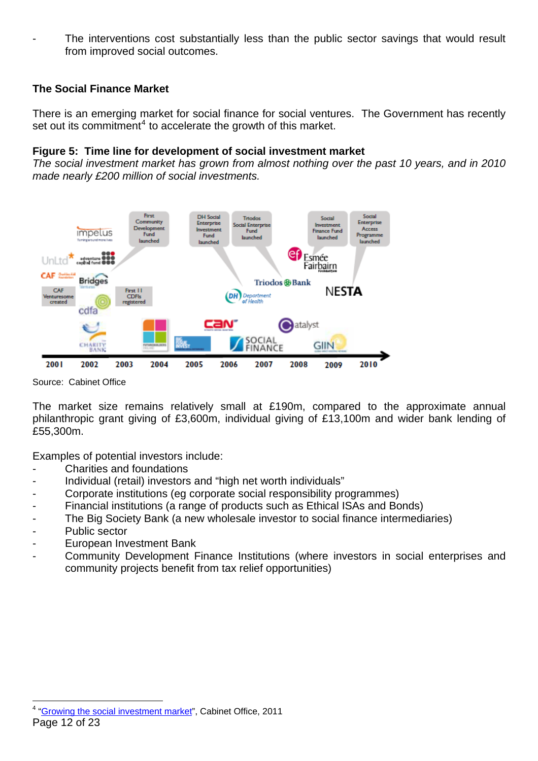- The interventions cost substantially less than the public sector savings that would result from improved social outcomes.

**The Social Finance Market**

There is an emerging market for social finance for social ventures. The Government has recently set out its commitment[4] to accelerate the growth of this market.

**Figure 5: Time line for development of social investment market**

*The social investment market has grown from almost nothing over the past 10 years, and in 2010 made nearly £200 million of social investments.*

Source: Cabinet Office

The market size remains relatively small at £190m, compared to the approximate annual philanthropic grant giving of £3,600m, individual giving of £13,100m and wider bank lending of £55,300m.

Examples of potential investors include:

- Charities and foundations
- Individual (retail) investors and "high net worth individuals"
- Corporate institutions (eg corporate social responsibility programmes)
- Financial institutions (a range of products such as Ethical ISAs and Bonds)
- The Big Society Bank (a new wholesale investor to social finance intermediaries)
- Public sector
- European Investment Bank
- Community Development Finance Institutions (where investors in social enterprises and community projects benefit from tax relief opportunities)

[4] "Growing the social investment market", Cabinet Office, 2011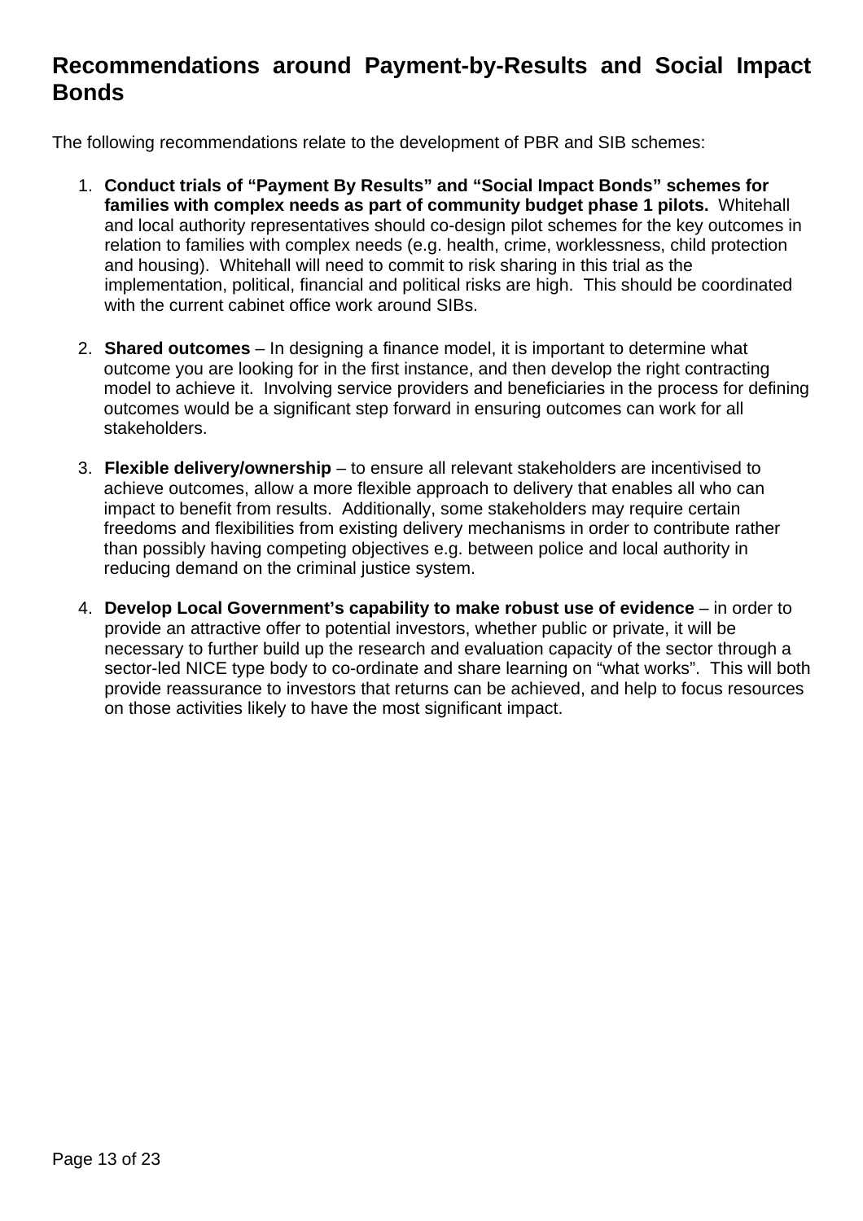## Recommendations around Payment-by-Results and Social Impact Bonds

The following recommendations relate to the development of PBR and SIB schemes:

1. **Conduct trials of "Payment By Results" and "Social Impact Bonds" schemes for families with complex needs as part of community budget phase 1 pilots.** Whitehall and local authority representatives should co-design pilot schemes for the key outcomes in relation to families with complex needs (e.g. health, crime, worklessness, child protection and housing). Whitehall will need to commit to risk sharing in this trial as the implementation, political, financial and political risks are high. This should be coordinated with the current cabinet office work around SIBs.

2. **Shared outcomes** – In designing a finance model, it is important to determine what outcome you are looking for in the first instance, and then develop the right contracting model to achieve it. Involving service providers and beneficiaries in the process for defining outcomes would be a significant step forward in ensuring outcomes can work for all stakeholders.

3. **Flexible delivery/ownership** – to ensure all relevant stakeholders are incentivised to achieve outcomes, allow a more flexible approach to delivery that enables all who can impact to benefit from results. Additionally, some stakeholders may require certain freedoms and flexibilities from existing delivery mechanisms in order to contribute rather than possibly having competing objectives e.g. between police and local authority in reducing demand on the criminal justice system.

4. **Develop Local Government's capability to make robust use of evidence** – in order to provide an attractive offer to potential investors, whether public or private, it will be necessary to further build up the research and evaluation capacity of the sector through a sector-led NICE type body to co-ordinate and share learning on "what works". This will both provide reassurance to investors that returns can be achieved, and help to focus resources on those activities likely to have the most significant impact.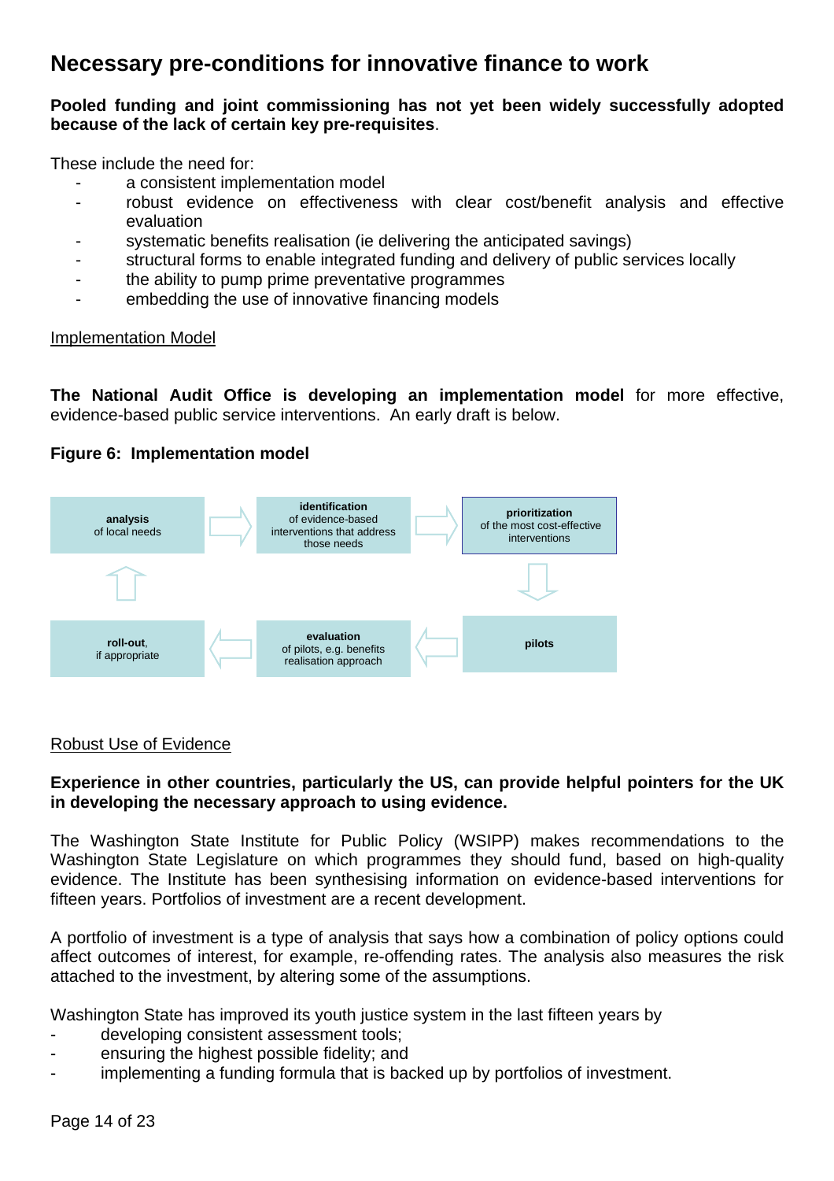# Necessary pre-conditions for innovative finance to work

**Pooled funding and joint commissioning has not yet been widely successfully adopted because of the lack of certain key pre-requisites**.

These include the need for:

- a consistent implementation model
- robust evidence on effectiveness with clear cost/benefit analysis and effective evaluation
- systematic benefits realisation (ie delivering the anticipated savings)
- structural forms to enable integrated funding and delivery of public services locally
- the ability to pump prime preventative programmes
- embedding the use of innovative financing models

Implementation Model

**The National Audit Office is developing an implementation model** for more effective, evidence-based public service interventions. An early draft is below.

**Figure 6: Implementation model**

**analysis** of local needs → **identification** of evidence-based interventions that address those needs → **prioritization** of the most cost-effective interventions → **pilots** → **evaluation** of pilots, e.g. benefits realisation approach → **roll-out**, if appropriate → **analysis** of local needs

Robust Use of Evidence

**Experience in other countries, particularly the US, can provide helpful pointers for the UK in developing the necessary approach to using evidence.**

The Washington State Institute for Public Policy (WSIPP) makes recommendations to the Washington State Legislature on which programmes they should fund, based on high-quality evidence. The Institute has been synthesising information on evidence-based interventions for fifteen years. Portfolios of investment are a recent development.

A portfolio of investment is a type of analysis that says how a combination of policy options could affect outcomes of interest, for example, re-offending rates. The analysis also measures the risk attached to the investment, by altering some of the assumptions.

Washington State has improved its youth justice system in the last fifteen years by

- developing consistent assessment tools;
- ensuring the highest possible fidelity; and
- implementing a funding formula that is backed up by portfolios of investment.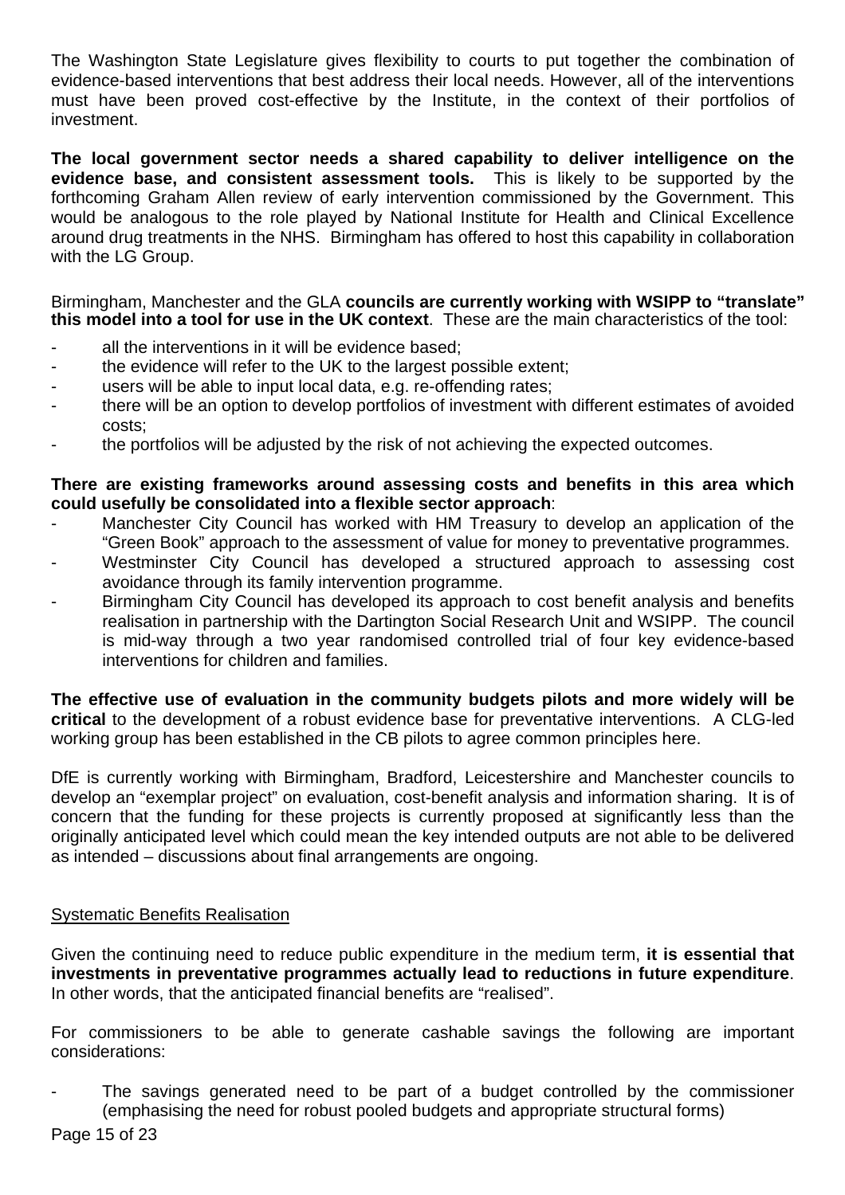The Washington State Legislature gives flexibility to courts to put together the combination of evidence-based interventions that best address their local needs. However, all of the interventions must have been proved cost-effective by the Institute, in the context of their portfolios of investment.

**The local government sector needs a shared capability to deliver intelligence on the evidence base, and consistent assessment tools.** This is likely to be supported by the forthcoming Graham Allen review of early intervention commissioned by the Government. This would be analogous to the role played by National Institute for Health and Clinical Excellence around drug treatments in the NHS. Birmingham has offered to host this capability in collaboration with the LG Group.

Birmingham, Manchester and the GLA **councils are currently working with WSIPP to "translate" this model into a tool for use in the UK context**. These are the main characteristics of the tool:

- all the interventions in it will be evidence based;
- the evidence will refer to the UK to the largest possible extent;
- users will be able to input local data, e.g. re-offending rates;
- there will be an option to develop portfolios of investment with different estimates of avoided costs;
- the portfolios will be adjusted by the risk of not achieving the expected outcomes.

**There are existing frameworks around assessing costs and benefits in this area which could usefully be consolidated into a flexible sector approach**:

- Manchester City Council has worked with HM Treasury to develop an application of the "Green Book" approach to the assessment of value for money to preventative programmes.
- Westminster City Council has developed a structured approach to assessing cost avoidance through its family intervention programme.
- Birmingham City Council has developed its approach to cost benefit analysis and benefits realisation in partnership with the Dartington Social Research Unit and WSIPP. The council is mid-way through a two year randomised controlled trial of four key evidence-based interventions for children and families.

**The effective use of evaluation in the community budgets pilots and more widely will be critical** to the development of a robust evidence base for preventative interventions. A CLG-led working group has been established in the CB pilots to agree common principles here.

DfE is currently working with Birmingham, Bradford, Leicestershire and Manchester councils to develop an "exemplar project" on evaluation, cost-benefit analysis and information sharing. It is of concern that the funding for these projects is currently proposed at significantly less than the originally anticipated level which could mean the key intended outputs are not able to be delivered as intended – discussions about final arrangements are ongoing.

## Systematic Benefits Realisation

Given the continuing need to reduce public expenditure in the medium term, **it is essential that investments in preventative programmes actually lead to reductions in future expenditure**. In other words, that the anticipated financial benefits are "realised".

For commissioners to be able to generate cashable savings the following are important considerations:

- The savings generated need to be part of a budget controlled by the commissioner (emphasising the need for robust pooled budgets and appropriate structural forms)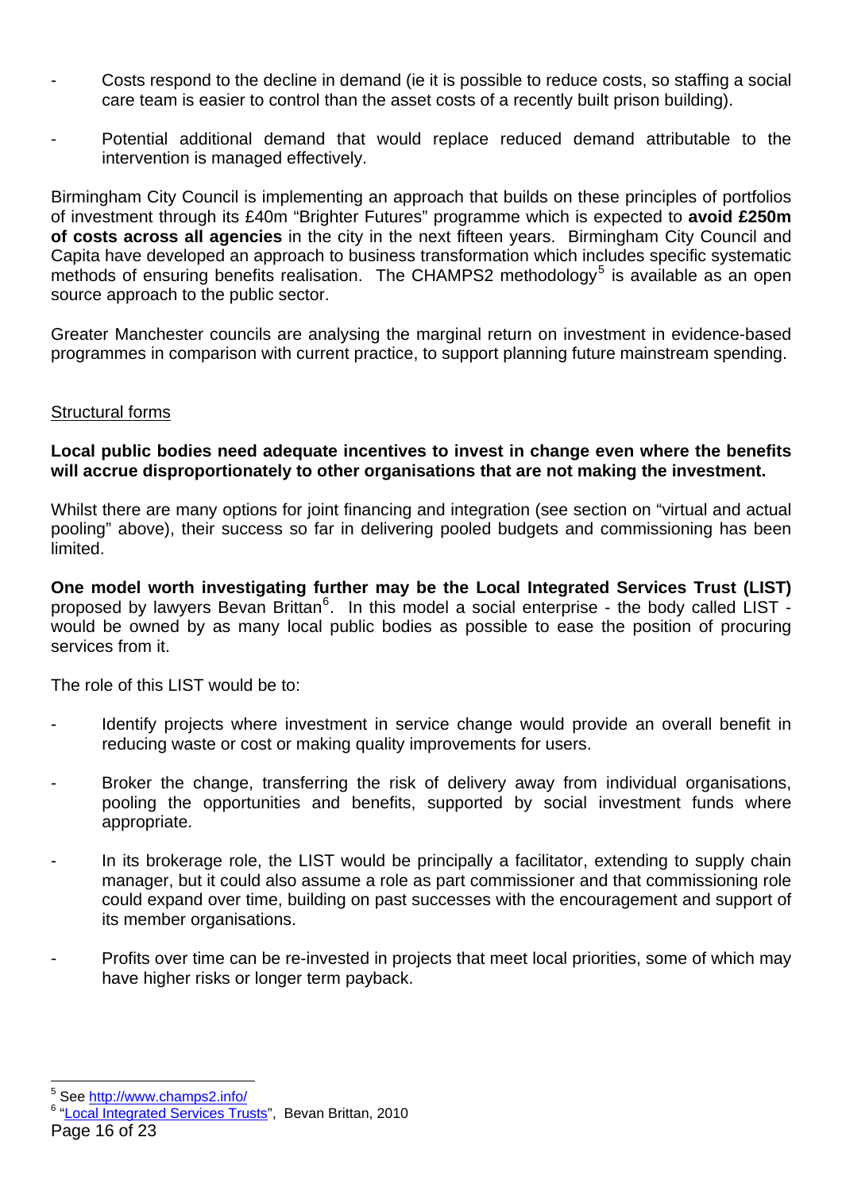- Costs respond to the decline in demand (ie it is possible to reduce costs, so staffing a social care team is easier to control than the asset costs of a recently built prison building).

- Potential additional demand that would replace reduced demand attributable to the intervention is managed effectively.

Birmingham City Council is implementing an approach that builds on these principles of portfolios of investment through its £40m "Brighter Futures" programme which is expected to **avoid £250m of costs across all agencies** in the city in the next fifteen years. Birmingham City Council and Capita have developed an approach to business transformation which includes specific systematic methods of ensuring benefits realisation. The CHAMPS2 methodology[5] is available as an open source approach to the public sector.

Greater Manchester councils are analysing the marginal return on investment in evidence-based programmes in comparison with current practice, to support planning future mainstream spending.

Structural forms

**Local public bodies need adequate incentives to invest in change even where the benefits will accrue disproportionately to other organisations that are not making the investment.**

Whilst there are many options for joint financing and integration (see section on "virtual and actual pooling" above), their success so far in delivering pooled budgets and commissioning has been limited.

**One model worth investigating further may be the Local Integrated Services Trust (LIST)** proposed by lawyers Bevan Brittan[6]. In this model a social enterprise - the body called LIST - would be owned by as many local public bodies as possible to ease the position of procuring services from it.

The role of this LIST would be to:

- Identify projects where investment in service change would provide an overall benefit in reducing waste or cost or making quality improvements for users.

- Broker the change, transferring the risk of delivery away from individual organisations, pooling the opportunities and benefits, supported by social investment funds where appropriate.

- In its brokerage role, the LIST would be principally a facilitator, extending to supply chain manager, but it could also assume a role as part commissioner and that commissioning role could expand over time, building on past successes with the encouragement and support of its member organisations.

- Profits over time can be re-invested in projects that meet local priorities, some of which may have higher risks or longer term payback.

---

[5] See http://www.champs2.info/

[6] "Local Integrated Services Trusts", Bevan Brittan, 2010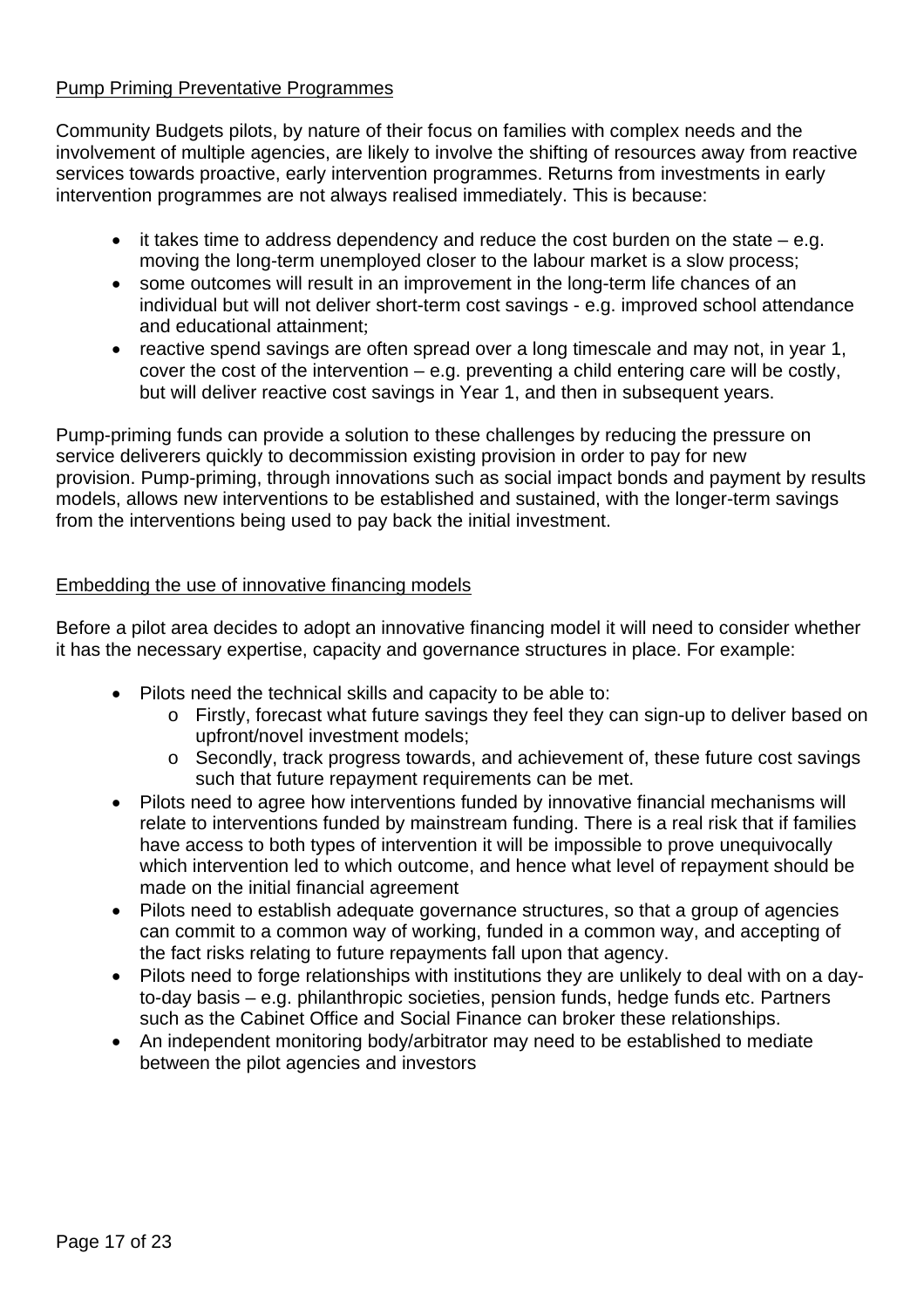## Pump Priming Preventative Programmes

Community Budgets pilots, by nature of their focus on families with complex needs and the involvement of multiple agencies, are likely to involve the shifting of resources away from reactive services towards proactive, early intervention programmes. Returns from investments in early intervention programmes are not always realised immediately. This is because:

- it takes time to address dependency and reduce the cost burden on the state – e.g. moving the long-term unemployed closer to the labour market is a slow process;
- some outcomes will result in an improvement in the long-term life chances of an individual but will not deliver short-term cost savings - e.g. improved school attendance and educational attainment;
- reactive spend savings are often spread over a long timescale and may not, in year 1, cover the cost of the intervention – e.g. preventing a child entering care will be costly, but will deliver reactive cost savings in Year 1, and then in subsequent years.

Pump-priming funds can provide a solution to these challenges by reducing the pressure on service deliverers quickly to decommission existing provision in order to pay for new provision. Pump-priming, through innovations such as social impact bonds and payment by results models, allows new interventions to be established and sustained, with the longer-term savings from the interventions being used to pay back the initial investment.

## Embedding the use of innovative financing models

Before a pilot area decides to adopt an innovative financing model it will need to consider whether it has the necessary expertise, capacity and governance structures in place. For example:

- Pilots need the technical skills and capacity to be able to:
  - Firstly, forecast what future savings they feel they can sign-up to deliver based on upfront/novel investment models;
  - Secondly, track progress towards, and achievement of, these future cost savings such that future repayment requirements can be met.
- Pilots need to agree how interventions funded by innovative financial mechanisms will relate to interventions funded by mainstream funding. There is a real risk that if families have access to both types of intervention it will be impossible to prove unequivocally which intervention led to which outcome, and hence what level of repayment should be made on the initial financial agreement
- Pilots need to establish adequate governance structures, so that a group of agencies can commit to a common way of working, funded in a common way, and accepting of the fact risks relating to future repayments fall upon that agency.
- Pilots need to forge relationships with institutions they are unlikely to deal with on a day-to-day basis – e.g. philanthropic societies, pension funds, hedge funds etc. Partners such as the Cabinet Office and Social Finance can broker these relationships.
- An independent monitoring body/arbitrator may need to be established to mediate between the pilot agencies and investors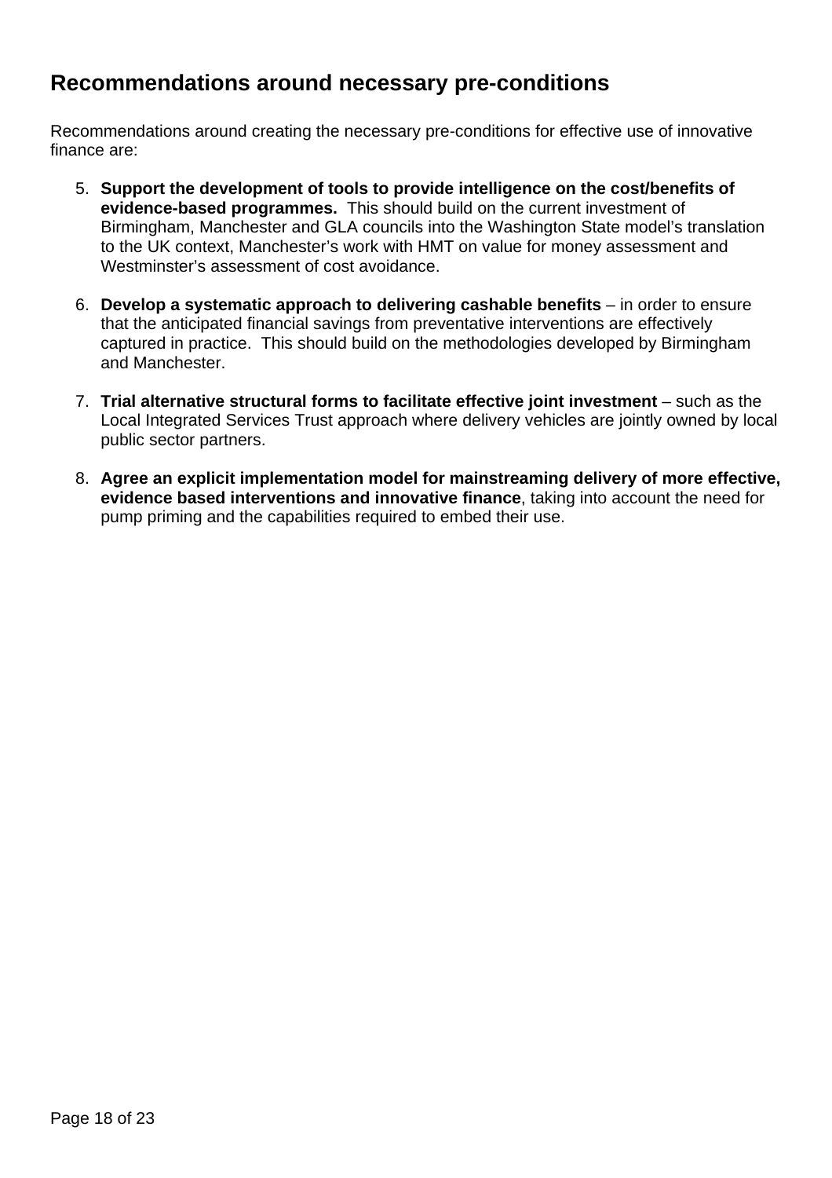## Recommendations around necessary pre-conditions

Recommendations around creating the necessary pre-conditions for effective use of innovative finance are:

5. **Support the development of tools to provide intelligence on the cost/benefits of evidence-based programmes.** This should build on the current investment of Birmingham, Manchester and GLA councils into the Washington State model's translation to the UK context, Manchester's work with HMT on value for money assessment and Westminster's assessment of cost avoidance.

6. **Develop a systematic approach to delivering cashable benefits** – in order to ensure that the anticipated financial savings from preventative interventions are effectively captured in practice. This should build on the methodologies developed by Birmingham and Manchester.

7. **Trial alternative structural forms to facilitate effective joint investment** – such as the Local Integrated Services Trust approach where delivery vehicles are jointly owned by local public sector partners.

8. **Agree an explicit implementation model for mainstreaming delivery of more effective, evidence based interventions and innovative finance**, taking into account the need for pump priming and the capabilities required to embed their use.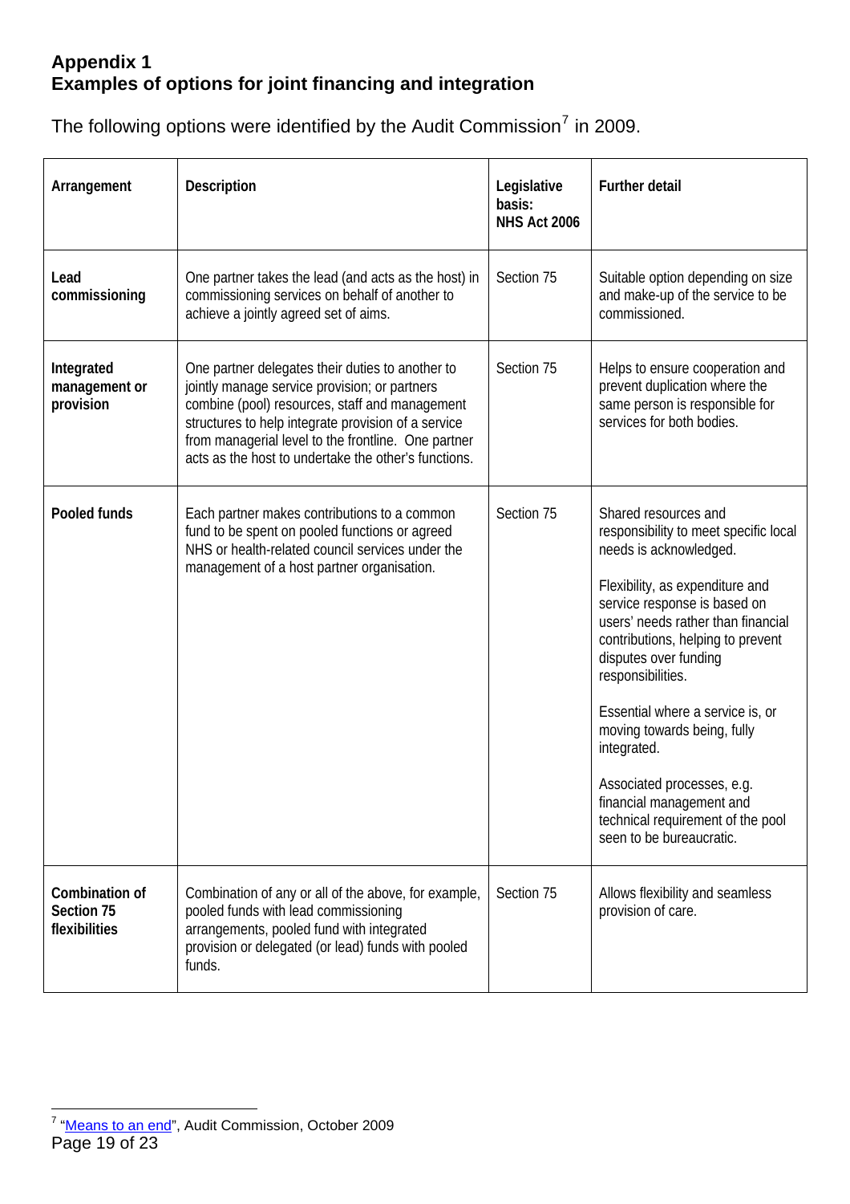## Appendix 1
## Examples of options for joint financing and integration

The following options were identified by the Audit Commission[7] in 2009.

| Arrangement | Description | Legislative basis: NHS Act 2006 | Further detail |
|---|---|---|---|
| **Lead commissioning** | One partner takes the lead (and acts as the host) in commissioning services on behalf of another to achieve a jointly agreed set of aims. | Section 75 | Suitable option depending on size and make-up of the service to be commissioned. |
| **Integrated management or provision** | One partner delegates their duties to another to jointly manage service provision; or partners combine (pool) resources, staff and management structures to help integrate provision of a service from managerial level to the frontline. One partner acts as the host to undertake the other's functions. | Section 75 | Helps to ensure cooperation and prevent duplication where the same person is responsible for services for both bodies. |
| **Pooled funds** | Each partner makes contributions to a common fund to be spent on pooled functions or agreed NHS or health-related council services under the management of a host partner organisation. | Section 75 | Shared resources and responsibility to meet specific local needs is acknowledged.<br><br>Flexibility, as expenditure and service response is based on users' needs rather than financial contributions, helping to prevent disputes over funding responsibilities.<br><br>Essential where a service is, or moving towards being, fully integrated.<br><br>Associated processes, e.g. financial management and technical requirement of the pool seen to be bureaucratic. |
| **Combination of Section 75 flexibilities** | Combination of any or all of the above, for example, pooled funds with lead commissioning arrangements, pooled fund with integrated provision or delegated (or lead) funds with pooled funds. | Section 75 | Allows flexibility and seamless provision of care. |

[7] "Means to an end", Audit Commission, October 2009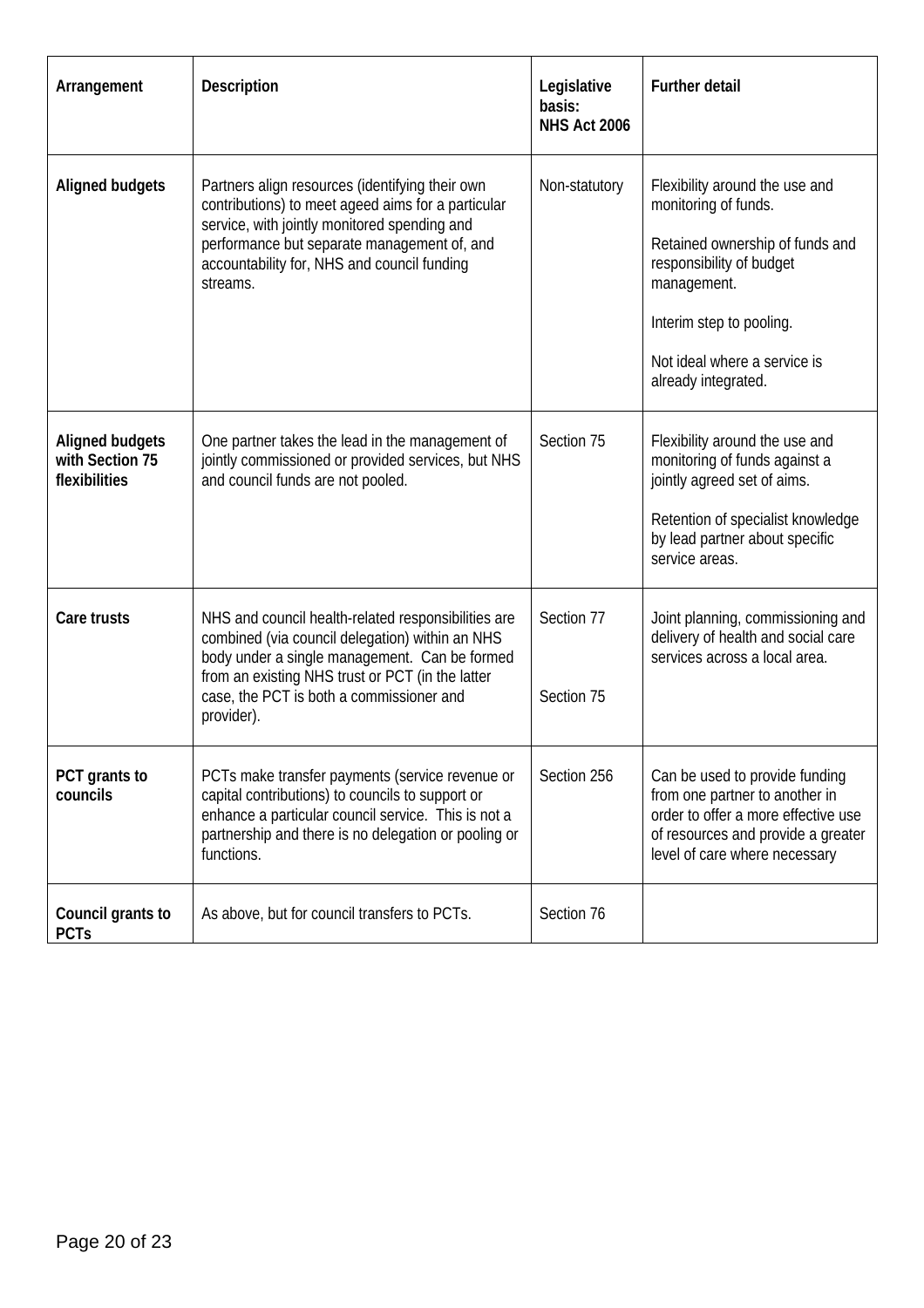| Arrangement | Description | Legislative basis: NHS Act 2006 | Further detail |
|---|---|---|---|
| **Aligned budgets** | Partners align resources (identifying their own contributions) to meet ageed aims for a particular service, with jointly monitored spending and performance but separate management of, and accountability for, NHS and council funding streams. | Non-statutory | Flexibility around the use and monitoring of funds.<br><br>Retained ownership of funds and responsibility of budget management.<br><br>Interim step to pooling.<br><br>Not ideal where a service is already integrated. |
| **Aligned budgets with Section 75 flexibilities** | One partner takes the lead in the management of jointly commissioned or provided services, but NHS and council funds are not pooled. | Section 75 | Flexibility around the use and monitoring of funds against a jointly agreed set of aims.<br><br>Retention of specialist knowledge by lead partner about specific service areas. |
| **Care trusts** | NHS and council health-related responsibilities are combined (via council delegation) within an NHS body under a single management. Can be formed from an existing NHS trust or PCT (in the latter case, the PCT is both a commissioner and provider). | Section 77<br><br>Section 75 | Joint planning, commissioning and delivery of health and social care services across a local area. |
| **PCT grants to councils** | PCTs make transfer payments (service revenue or capital contributions) to councils to support or enhance a particular council service. This is not a partnership and there is no delegation or pooling or functions. | Section 256 | Can be used to provide funding from one partner to another in order to offer a more effective use of resources and provide a greater level of care where necessary |
| **Council grants to PCTs** | As above, but for council transfers to PCTs. | Section 76 | |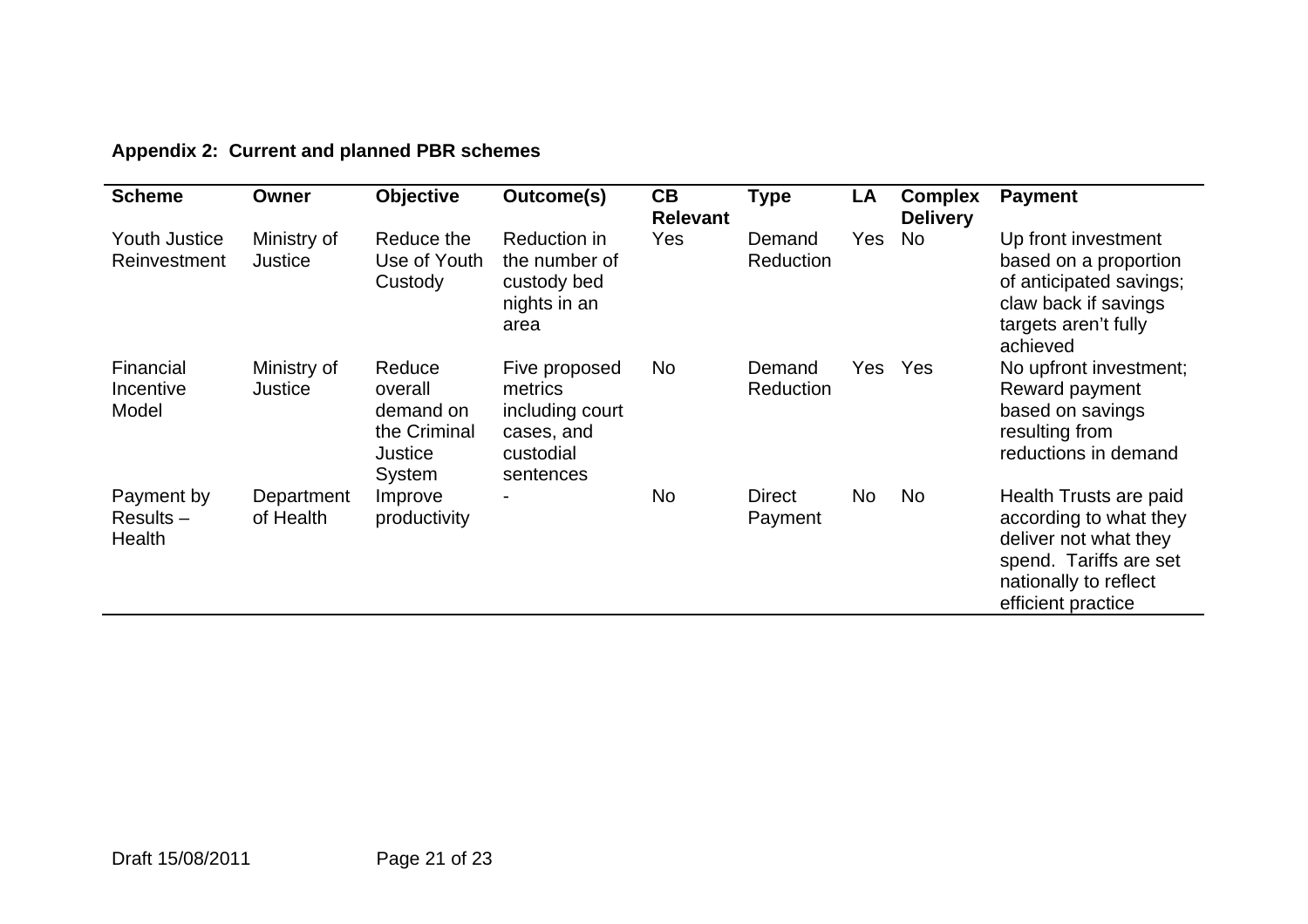**Appendix 2: Current and planned PBR schemes**

| Scheme | Owner | Objective | Outcome(s) | CB Relevant | Type | LA | Complex Delivery | Payment |
|---|---|---|---|---|---|---|---|---|
| Youth Justice Reinvestment | Ministry of Justice | Reduce the Use of Youth Custody | Reduction in the number of custody bed nights in an area | Yes | Demand Reduction | Yes | No | Up front investment based on a proportion of anticipated savings; claw back if savings targets aren't fully achieved |
| Financial Incentive Model | Ministry of Justice | Reduce overall demand on the Criminal Justice System | Five proposed metrics including court cases, and custodial sentences | No | Demand Reduction | Yes | Yes | No upfront investment; Reward payment based on savings resulting from reductions in demand |
| Payment by Results – Health | Department of Health | Improve productivity | - | No | Direct Payment | No | No | Health Trusts are paid according to what they deliver not what they spend. Tariffs are set nationally to reflect efficient practice |

Draft 15/08/2011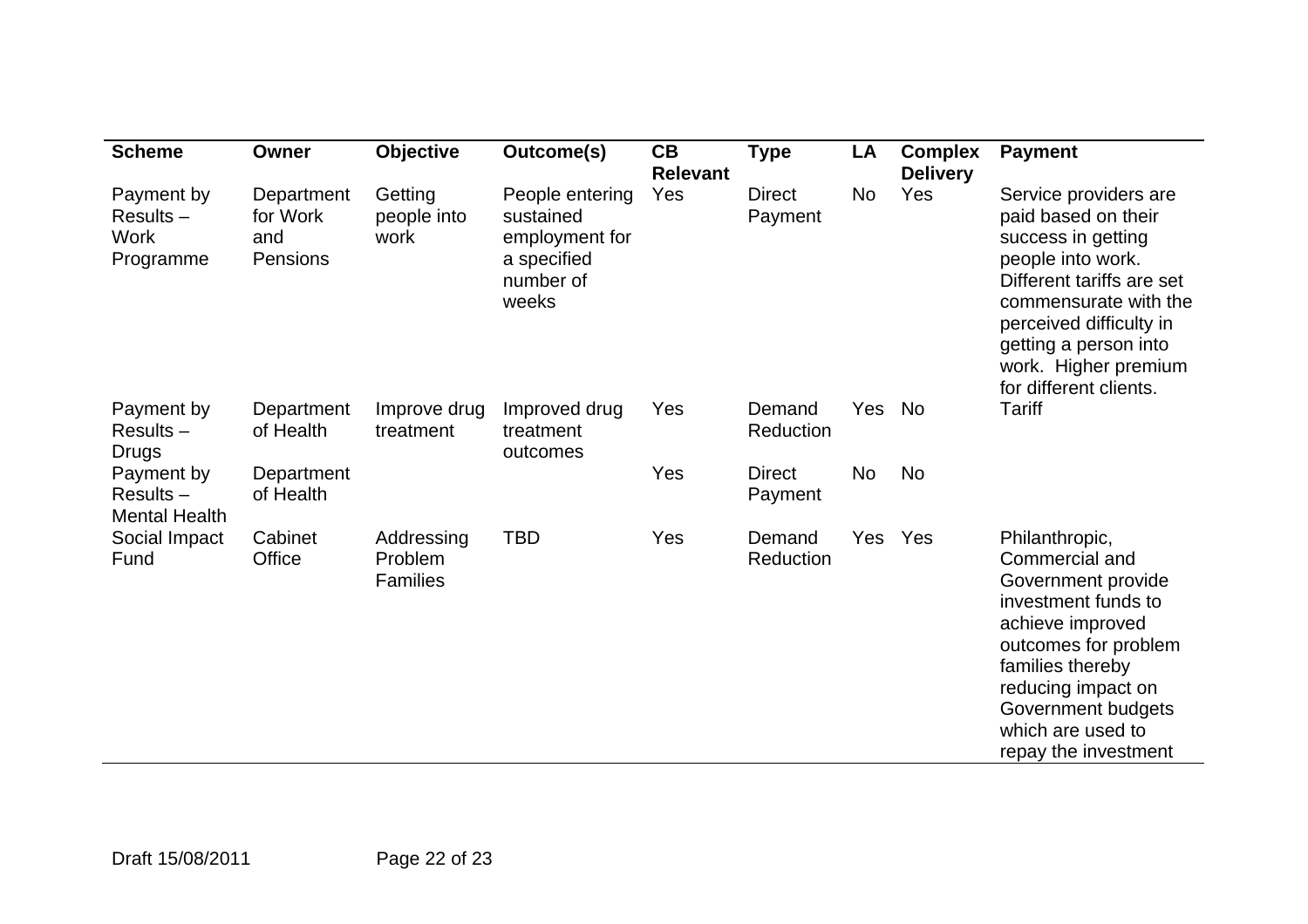| Scheme | Owner | Objective | Outcome(s) | CB Relevant | Type | LA | Complex Delivery | Payment |
|---|---|---|---|---|---|---|---|---|
| Payment by Results – Work Programme | Department for Work and Pensions | Getting people into work | People entering sustained employment for a specified number of weeks | Yes | Direct Payment | No | Yes | Service providers are paid based on their success in getting people into work. Different tariffs are set commensurate with the perceived difficulty in getting a person into work. Higher premium for different clients. |
| Payment by Results – Drugs | Department of Health | Improve drug treatment | Improved drug treatment outcomes | Yes | Demand Reduction | Yes | No | Tariff |
| Payment by Results – Mental Health | Department of Health | | | Yes | Direct Payment | No | No | |
| Social Impact Fund | Cabinet Office | Addressing Problem Families | TBD | Yes | Demand Reduction | Yes | Yes | Philanthropic, Commercial and Government provide investment funds to achieve improved outcomes for problem families thereby reducing impact on Government budgets which are used to repay the investment |

Draft 15/08/2011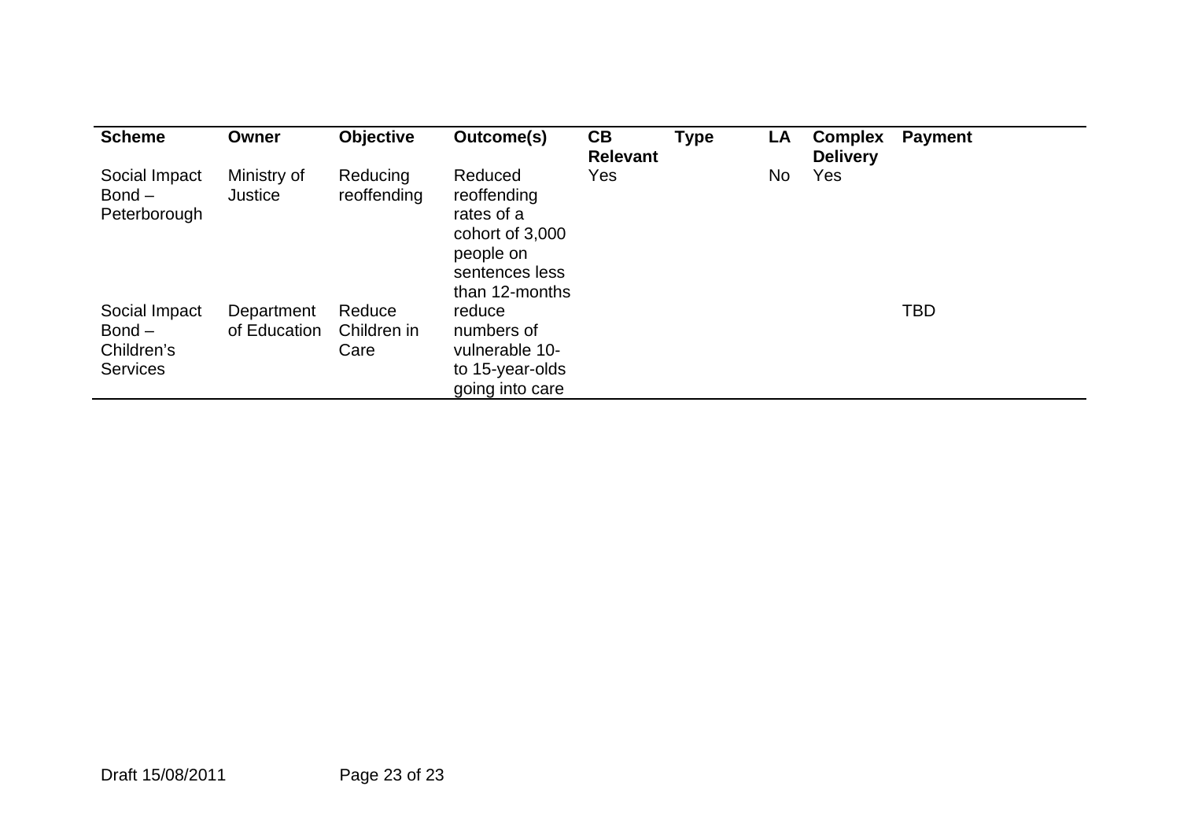| Scheme | Owner | Objective | Outcome(s) | CB Relevant | Type | LA | Complex Delivery | Payment |
|---|---|---|---|---|---|---|---|---|
| Social Impact Bond – Peterborough | Ministry of Justice | Reducing reoffending | Reduced reoffending rates of a cohort of 3,000 people on sentences less than 12-months | Yes | | No | Yes | |
| Social Impact Bond – Children's Services | Department of Education | Reduce Children in Care | reduce numbers of vulnerable 10- to 15-year-olds going into care | | | | | TBD |

Draft 15/08/2011